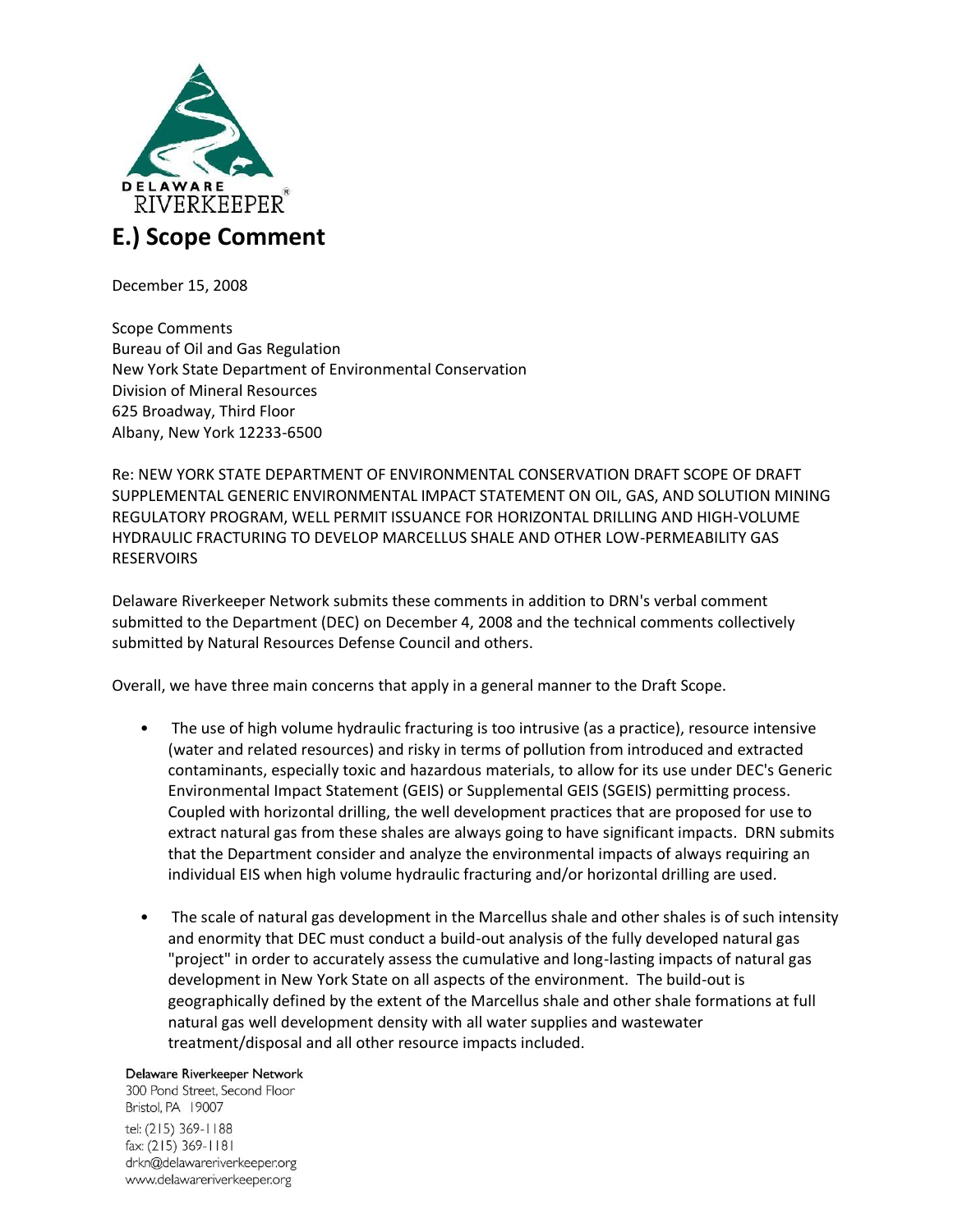DELAWARE RIVERKEEPER®

# E.) Scope Comment

December 15, 2008

Scope Comments
Bureau of Oil and Gas Regulation
New York State Department of Environmental Conservation
Division of Mineral Resources
625 Broadway, Third Floor
Albany, New York 12233-6500

Re: NEW YORK STATE DEPARTMENT OF ENVIRONMENTAL CONSERVATION DRAFT SCOPE OF DRAFT SUPPLEMENTAL GENERIC ENVIRONMENTAL IMPACT STATEMENT ON OIL, GAS, AND SOLUTION MINING REGULATORY PROGRAM, WELL PERMIT ISSUANCE FOR HORIZONTAL DRILLING AND HIGH-VOLUME HYDRAULIC FRACTURING TO DEVELOP MARCELLUS SHALE AND OTHER LOW-PERMEABILITY GAS RESERVOIRS

Delaware Riverkeeper Network submits these comments in addition to DRN's verbal comment submitted to the Department (DEC) on December 4, 2008 and the technical comments collectively submitted by Natural Resources Defense Council and others.

Overall, we have three main concerns that apply in a general manner to the Draft Scope.

- The use of high volume hydraulic fracturing is too intrusive (as a practice), resource intensive (water and related resources) and risky in terms of pollution from introduced and extracted contaminants, especially toxic and hazardous materials, to allow for its use under DEC's Generic Environmental Impact Statement (GEIS) or Supplemental GEIS (SGEIS) permitting process. Coupled with horizontal drilling, the well development practices that are proposed for use to extract natural gas from these shales are always going to have significant impacts. DRN submits that the Department consider and analyze the environmental impacts of always requiring an individual EIS when high volume hydraulic fracturing and/or horizontal drilling are used.

- The scale of natural gas development in the Marcellus shale and other shales is of such intensity and enormity that DEC must conduct a build-out analysis of the fully developed natural gas "project" in order to accurately assess the cumulative and long-lasting impacts of natural gas development in New York State on all aspects of the environment. The build-out is geographically defined by the extent of the Marcellus shale and other shale formations at full natural gas well development density with all water supplies and wastewater treatment/disposal and all other resource impacts included.

Delaware Riverkeeper Network
300 Pond Street, Second Floor
Bristol, PA 19007
tel: (215) 369-1188
fax: (215) 369-1181
drkn@delawareriverkeeper.org
www.delawareriverkeeper.org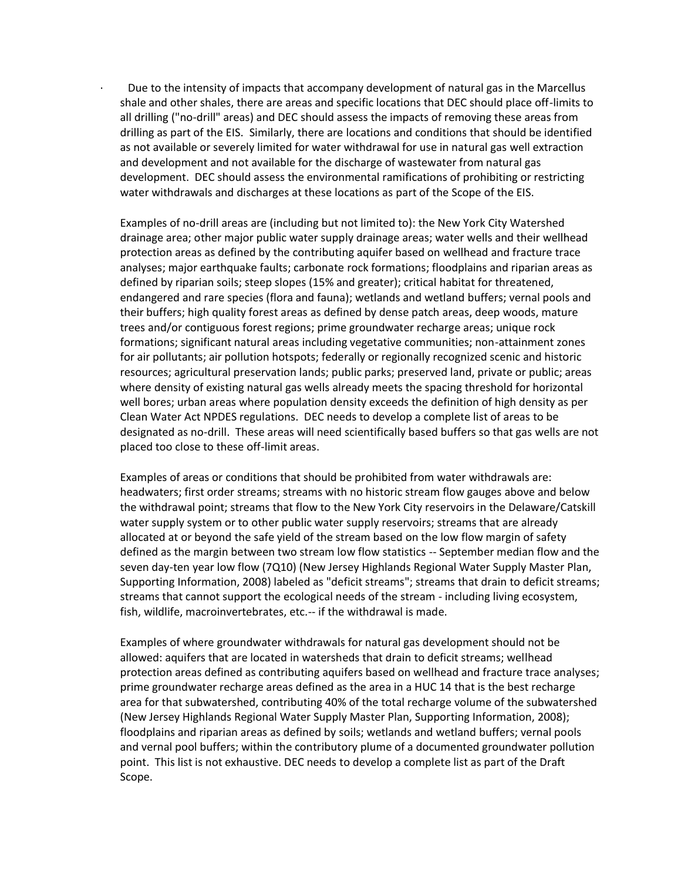- Due to the intensity of impacts that accompany development of natural gas in the Marcellus shale and other shales, there are areas and specific locations that DEC should place off-limits to all drilling ("no-drill" areas) and DEC should assess the impacts of removing these areas from drilling as part of the EIS. Similarly, there are locations and conditions that should be identified as not available or severely limited for water withdrawal for use in natural gas well extraction and development and not available for the discharge of wastewater from natural gas development. DEC should assess the environmental ramifications of prohibiting or restricting water withdrawals and discharges at these locations as part of the Scope of the EIS.

  Examples of no-drill areas are (including but not limited to): the New York City Watershed drainage area; other major public water supply drainage areas; water wells and their wellhead protection areas as defined by the contributing aquifer based on wellhead and fracture trace analyses; major earthquake faults; carbonate rock formations; floodplains and riparian areas as defined by riparian soils; steep slopes (15% and greater); critical habitat for threatened, endangered and rare species (flora and fauna); wetlands and wetland buffers; vernal pools and their buffers; high quality forest areas as defined by dense patch areas, deep woods, mature trees and/or contiguous forest regions; prime groundwater recharge areas; unique rock formations; significant natural areas including vegetative communities; non-attainment zones for air pollutants; air pollution hotspots; federally or regionally recognized scenic and historic resources; agricultural preservation lands; public parks; preserved land, private or public; areas where density of existing natural gas wells already meets the spacing threshold for horizontal well bores; urban areas where population density exceeds the definition of high density as per Clean Water Act NPDES regulations. DEC needs to develop a complete list of areas to be designated as no-drill. These areas will need scientifically based buffers so that gas wells are not placed too close to these off-limit areas.

  Examples of areas or conditions that should be prohibited from water withdrawals are: headwaters; first order streams; streams with no historic stream flow gauges above and below the withdrawal point; streams that flow to the New York City reservoirs in the Delaware/Catskill water supply system or to other public water supply reservoirs; streams that are already allocated at or beyond the safe yield of the stream based on the low flow margin of safety defined as the margin between two stream low flow statistics -- September median flow and the seven day-ten year low flow (7Q10) (New Jersey Highlands Regional Water Supply Master Plan, Supporting Information, 2008) labeled as "deficit streams"; streams that drain to deficit streams; streams that cannot support the ecological needs of the stream - including living ecosystem, fish, wildlife, macroinvertebrates, etc.-- if the withdrawal is made.

  Examples of where groundwater withdrawals for natural gas development should not be allowed: aquifers that are located in watersheds that drain to deficit streams; wellhead protection areas defined as contributing aquifers based on wellhead and fracture trace analyses; prime groundwater recharge areas defined as the area in a HUC 14 that is the best recharge area for that subwatershed, contributing 40% of the total recharge volume of the subwatershed (New Jersey Highlands Regional Water Supply Master Plan, Supporting Information, 2008); floodplains and riparian areas as defined by soils; wetlands and wetland buffers; vernal pools and vernal pool buffers; within the contributory plume of a documented groundwater pollution point. This list is not exhaustive. DEC needs to develop a complete list as part of the Draft Scope.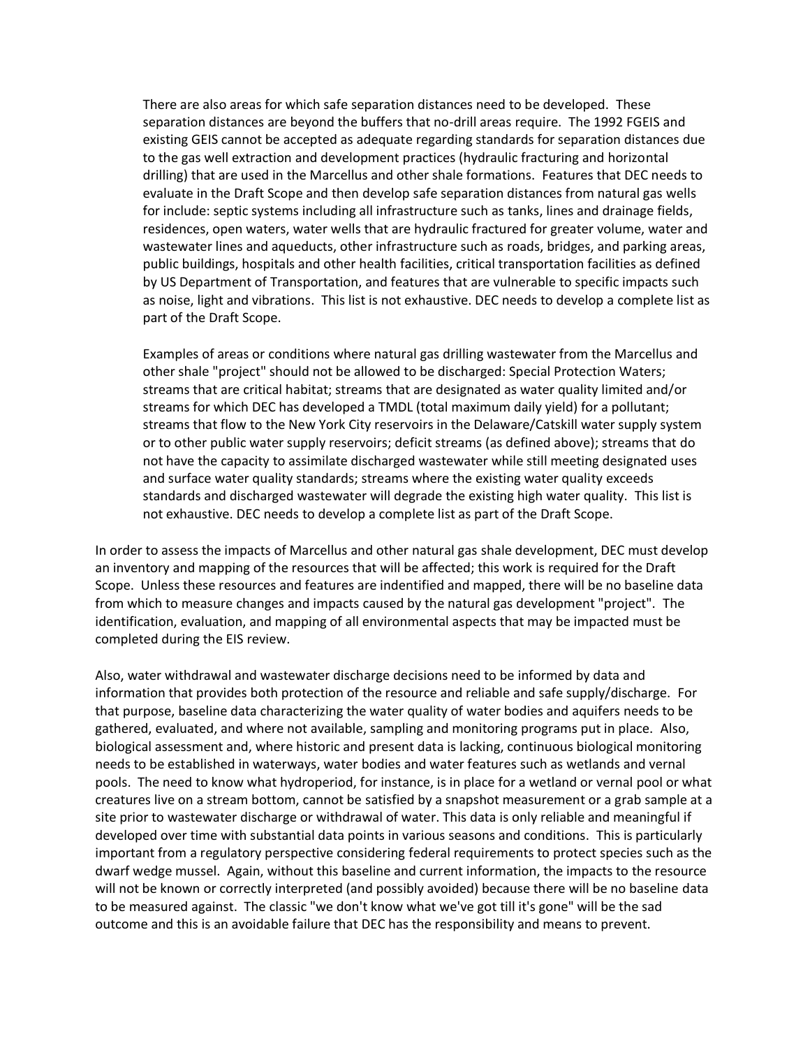There are also areas for which safe separation distances need to be developed. These separation distances are beyond the buffers that no-drill areas require. The 1992 FGEIS and existing GEIS cannot be accepted as adequate regarding standards for separation distances due to the gas well extraction and development practices (hydraulic fracturing and horizontal drilling) that are used in the Marcellus and other shale formations. Features that DEC needs to evaluate in the Draft Scope and then develop safe separation distances from natural gas wells for include: septic systems including all infrastructure such as tanks, lines and drainage fields, residences, open waters, water wells that are hydraulic fractured for greater volume, water and wastewater lines and aqueducts, other infrastructure such as roads, bridges, and parking areas, public buildings, hospitals and other health facilities, critical transportation facilities as defined by US Department of Transportation, and features that are vulnerable to specific impacts such as noise, light and vibrations. This list is not exhaustive. DEC needs to develop a complete list as part of the Draft Scope.

Examples of areas or conditions where natural gas drilling wastewater from the Marcellus and other shale "project" should not be allowed to be discharged: Special Protection Waters; streams that are critical habitat; streams that are designated as water quality limited and/or streams for which DEC has developed a TMDL (total maximum daily yield) for a pollutant; streams that flow to the New York City reservoirs in the Delaware/Catskill water supply system or to other public water supply reservoirs; deficit streams (as defined above); streams that do not have the capacity to assimilate discharged wastewater while still meeting designated uses and surface water quality standards; streams where the existing water quality exceeds standards and discharged wastewater will degrade the existing high water quality. This list is not exhaustive. DEC needs to develop a complete list as part of the Draft Scope.

In order to assess the impacts of Marcellus and other natural gas shale development, DEC must develop an inventory and mapping of the resources that will be affected; this work is required for the Draft Scope. Unless these resources and features are indentified and mapped, there will be no baseline data from which to measure changes and impacts caused by the natural gas development "project". The identification, evaluation, and mapping of all environmental aspects that may be impacted must be completed during the EIS review.

Also, water withdrawal and wastewater discharge decisions need to be informed by data and information that provides both protection of the resource and reliable and safe supply/discharge. For that purpose, baseline data characterizing the water quality of water bodies and aquifers needs to be gathered, evaluated, and where not available, sampling and monitoring programs put in place. Also, biological assessment and, where historic and present data is lacking, continuous biological monitoring needs to be established in waterways, water bodies and water features such as wetlands and vernal pools. The need to know what hydroperiod, for instance, is in place for a wetland or vernal pool or what creatures live on a stream bottom, cannot be satisfied by a snapshot measurement or a grab sample at a site prior to wastewater discharge or withdrawal of water. This data is only reliable and meaningful if developed over time with substantial data points in various seasons and conditions. This is particularly important from a regulatory perspective considering federal requirements to protect species such as the dwarf wedge mussel. Again, without this baseline and current information, the impacts to the resource will not be known or correctly interpreted (and possibly avoided) because there will be no baseline data to be measured against. The classic "we don't know what we've got till it's gone" will be the sad outcome and this is an avoidable failure that DEC has the responsibility and means to prevent.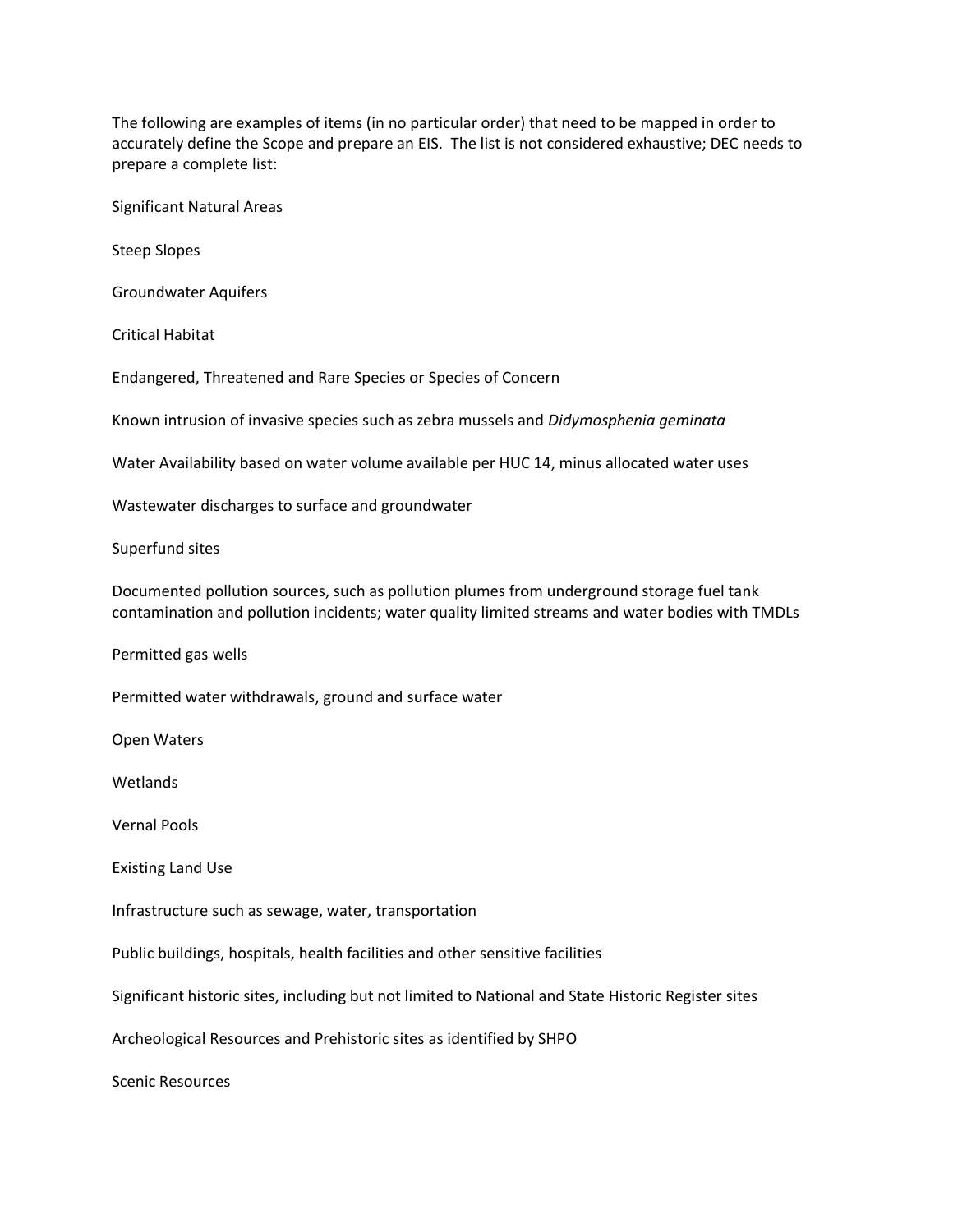The following are examples of items (in no particular order) that need to be mapped in order to accurately define the Scope and prepare an EIS. The list is not considered exhaustive; DEC needs to prepare a complete list:

Significant Natural Areas

Steep Slopes

Groundwater Aquifers

Critical Habitat

Endangered, Threatened and Rare Species or Species of Concern

Known intrusion of invasive species such as zebra mussels and *Didymosphenia geminata*

Water Availability based on water volume available per HUC 14, minus allocated water uses

Wastewater discharges to surface and groundwater

Superfund sites

Documented pollution sources, such as pollution plumes from underground storage fuel tank contamination and pollution incidents; water quality limited streams and water bodies with TMDLs

Permitted gas wells

Permitted water withdrawals, ground and surface water

Open Waters

Wetlands

Vernal Pools

Existing Land Use

Infrastructure such as sewage, water, transportation

Public buildings, hospitals, health facilities and other sensitive facilities

Significant historic sites, including but not limited to National and State Historic Register sites

Archeological Resources and Prehistoric sites as identified by SHPO

Scenic Resources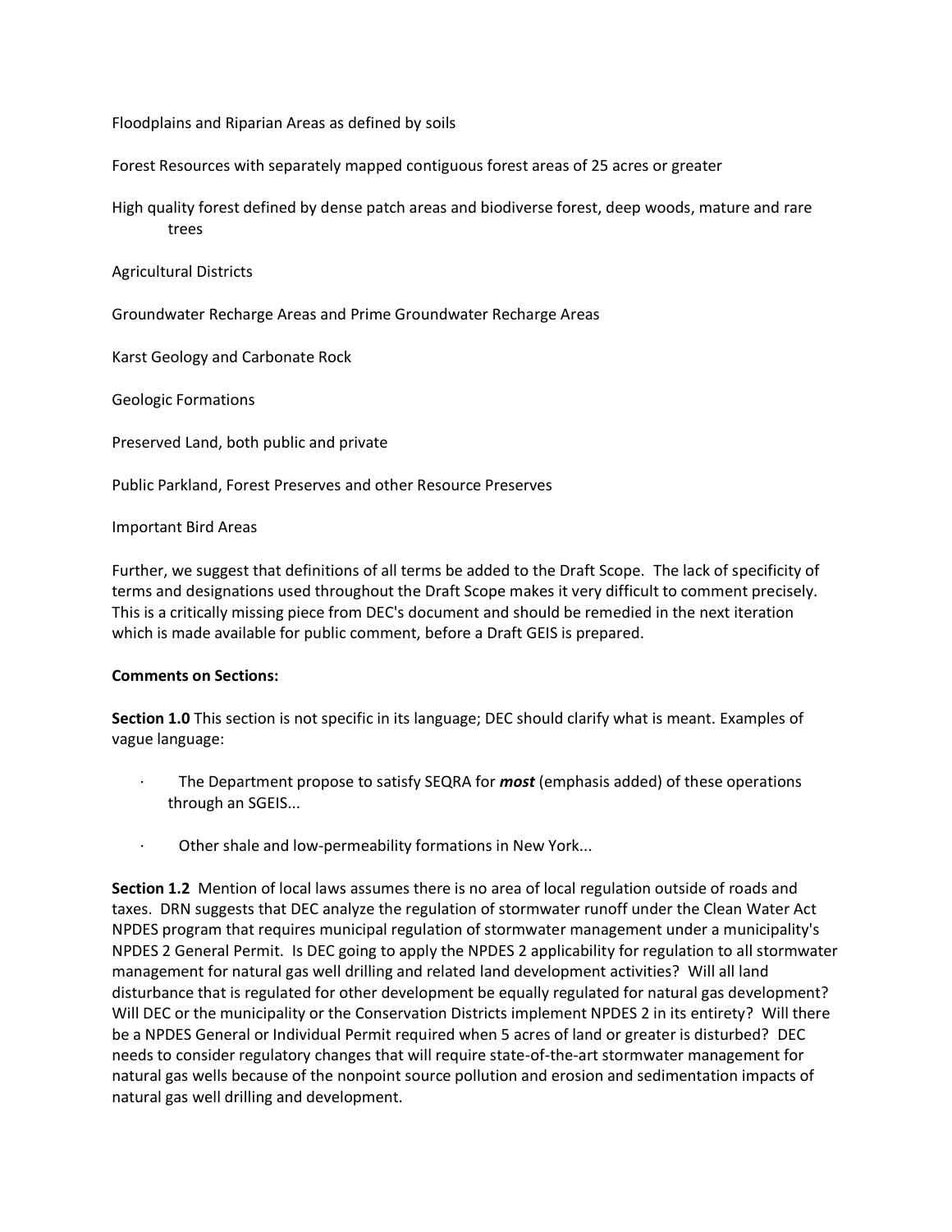Floodplains and Riparian Areas as defined by soils

Forest Resources with separately mapped contiguous forest areas of 25 acres or greater

High quality forest defined by dense patch areas and biodiverse forest, deep woods, mature and rare trees

Agricultural Districts

Groundwater Recharge Areas and Prime Groundwater Recharge Areas

Karst Geology and Carbonate Rock

Geologic Formations

Preserved Land, both public and private

Public Parkland, Forest Preserves and other Resource Preserves

Important Bird Areas

Further, we suggest that definitions of all terms be added to the Draft Scope. The lack of specificity of terms and designations used throughout the Draft Scope makes it very difficult to comment precisely. This is a critically missing piece from DEC's document and should be remedied in the next iteration which is made available for public comment, before a Draft GEIS is prepared.

**Comments on Sections:**

**Section 1.0** This section is not specific in its language; DEC should clarify what is meant. Examples of vague language:

- The Department propose to satisfy SEQRA for ***most*** (emphasis added) of these operations through an SGEIS...
- Other shale and low-permeability formations in New York...

**Section 1.2** Mention of local laws assumes there is no area of local regulation outside of roads and taxes. DRN suggests that DEC analyze the regulation of stormwater runoff under the Clean Water Act NPDES program that requires municipal regulation of stormwater management under a municipality's NPDES 2 General Permit. Is DEC going to apply the NPDES 2 applicability for regulation to all stormwater management for natural gas well drilling and related land development activities? Will all land disturbance that is regulated for other development be equally regulated for natural gas development? Will DEC or the municipality or the Conservation Districts implement NPDES 2 in its entirety? Will there be a NPDES General or Individual Permit required when 5 acres of land or greater is disturbed? DEC needs to consider regulatory changes that will require state-of-the-art stormwater management for natural gas wells because of the nonpoint source pollution and erosion and sedimentation impacts of natural gas well drilling and development.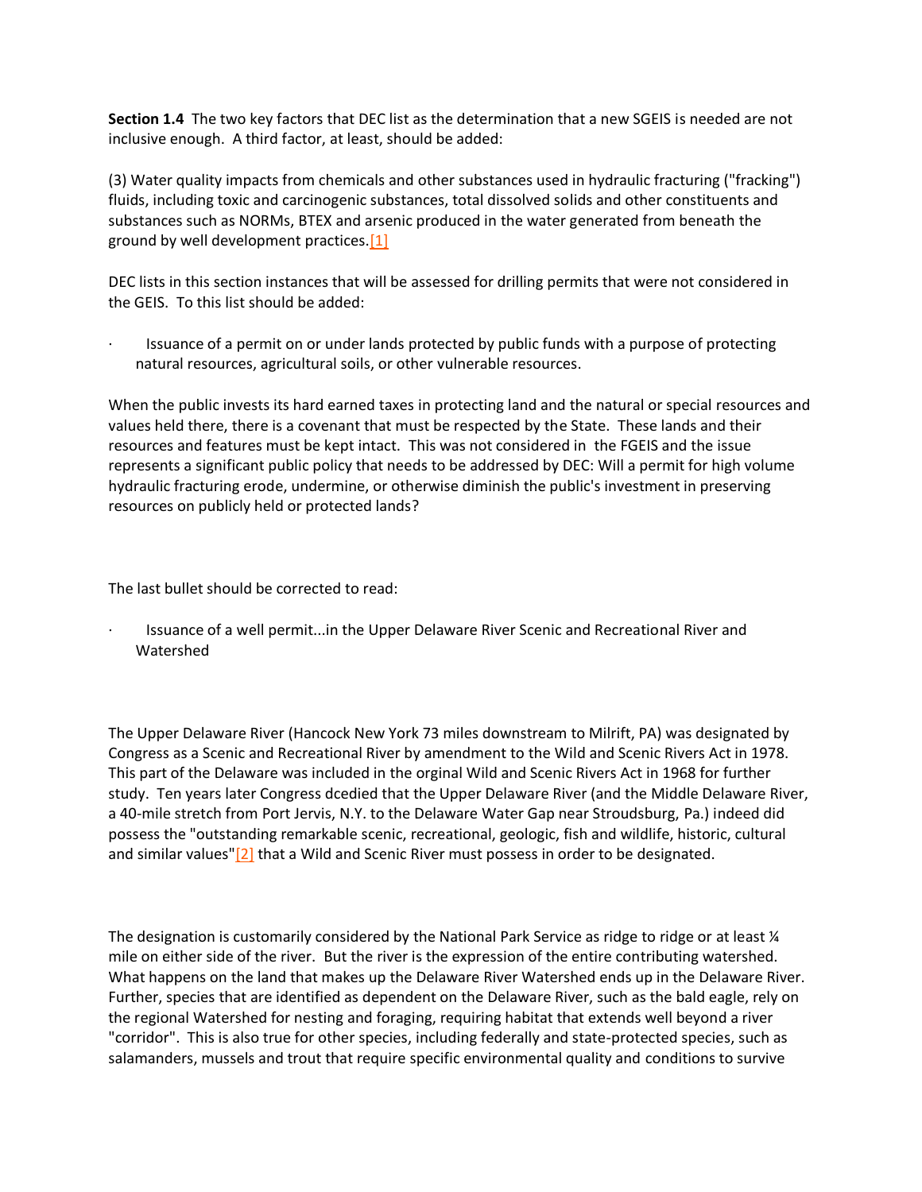**Section 1.4** The two key factors that DEC list as the determination that a new SGEIS is needed are not inclusive enough. A third factor, at least, should be added:

(3) Water quality impacts from chemicals and other substances used in hydraulic fracturing ("fracking") fluids, including toxic and carcinogenic substances, total dissolved solids and other constituents and substances such as NORMs, BTEX and arsenic produced in the water generated from beneath the ground by well development practices.[1]

DEC lists in this section instances that will be assessed for drilling permits that were not considered in the GEIS. To this list should be added:

- Issuance of a permit on or under lands protected by public funds with a purpose of protecting natural resources, agricultural soils, or other vulnerable resources.

When the public invests its hard earned taxes in protecting land and the natural or special resources and values held there, there is a covenant that must be respected by the State. These lands and their resources and features must be kept intact. This was not considered in the FGEIS and the issue represents a significant public policy that needs to be addressed by DEC: Will a permit for high volume hydraulic fracturing erode, undermine, or otherwise diminish the public's investment in preserving resources on publicly held or protected lands?

The last bullet should be corrected to read:

- Issuance of a well permit...in the Upper Delaware River Scenic and Recreational River and Watershed

The Upper Delaware River (Hancock New York 73 miles downstream to Milrift, PA) was designated by Congress as a Scenic and Recreational River by amendment to the Wild and Scenic Rivers Act in 1978. This part of the Delaware was included in the orginal Wild and Scenic Rivers Act in 1968 for further study. Ten years later Congress dcedied that the Upper Delaware River (and the Middle Delaware River, a 40-mile stretch from Port Jervis, N.Y. to the Delaware Water Gap near Stroudsburg, Pa.) indeed did possess the "outstanding remarkable scenic, recreational, geologic, fish and wildlife, historic, cultural and similar values"[2] that a Wild and Scenic River must possess in order to be designated.

The designation is customarily considered by the National Park Service as ridge to ridge or at least ¼ mile on either side of the river. But the river is the expression of the entire contributing watershed. What happens on the land that makes up the Delaware River Watershed ends up in the Delaware River. Further, species that are identified as dependent on the Delaware River, such as the bald eagle, rely on the regional Watershed for nesting and foraging, requiring habitat that extends well beyond a river "corridor". This is also true for other species, including federally and state-protected species, such as salamanders, mussels and trout that require specific environmental quality and conditions to survive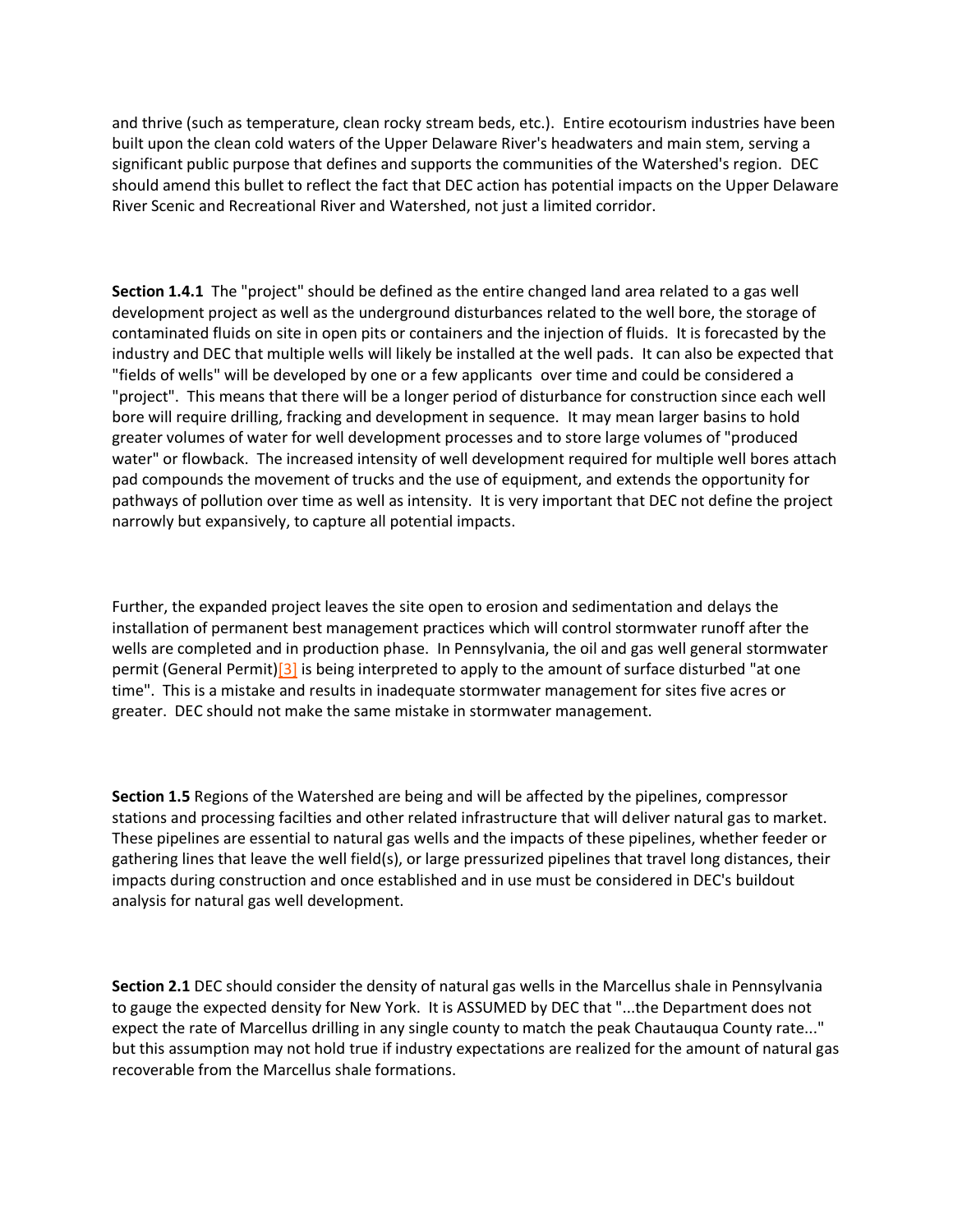and thrive (such as temperature, clean rocky stream beds, etc.). Entire ecotourism industries have been built upon the clean cold waters of the Upper Delaware River's headwaters and main stem, serving a significant public purpose that defines and supports the communities of the Watershed's region. DEC should amend this bullet to reflect the fact that DEC action has potential impacts on the Upper Delaware River Scenic and Recreational River and Watershed, not just a limited corridor.

**Section 1.4.1** The "project" should be defined as the entire changed land area related to a gas well development project as well as the underground disturbances related to the well bore, the storage of contaminated fluids on site in open pits or containers and the injection of fluids. It is forecasted by the industry and DEC that multiple wells will likely be installed at the well pads. It can also be expected that "fields of wells" will be developed by one or a few applicants over time and could be considered a "project". This means that there will be a longer period of disturbance for construction since each well bore will require drilling, fracking and development in sequence. It may mean larger basins to hold greater volumes of water for well development processes and to store large volumes of "produced water" or flowback. The increased intensity of well development required for multiple well bores attach pad compounds the movement of trucks and the use of equipment, and extends the opportunity for pathways of pollution over time as well as intensity. It is very important that DEC not define the project narrowly but expansively, to capture all potential impacts.

Further, the expanded project leaves the site open to erosion and sedimentation and delays the installation of permanent best management practices which will control stormwater runoff after the wells are completed and in production phase. In Pennsylvania, the oil and gas well general stormwater permit (General Permit)[3] is being interpreted to apply to the amount of surface disturbed "at one time". This is a mistake and results in inadequate stormwater management for sites five acres or greater. DEC should not make the same mistake in stormwater management.

**Section 1.5** Regions of the Watershed are being and will be affected by the pipelines, compressor stations and processing facilties and other related infrastructure that will deliver natural gas to market. These pipelines are essential to natural gas wells and the impacts of these pipelines, whether feeder or gathering lines that leave the well field(s), or large pressurized pipelines that travel long distances, their impacts during construction and once established and in use must be considered in DEC's buildout analysis for natural gas well development.

**Section 2.1** DEC should consider the density of natural gas wells in the Marcellus shale in Pennsylvania to gauge the expected density for New York. It is ASSUMED by DEC that "...the Department does not expect the rate of Marcellus drilling in any single county to match the peak Chautauqua County rate..." but this assumption may not hold true if industry expectations are realized for the amount of natural gas recoverable from the Marcellus shale formations.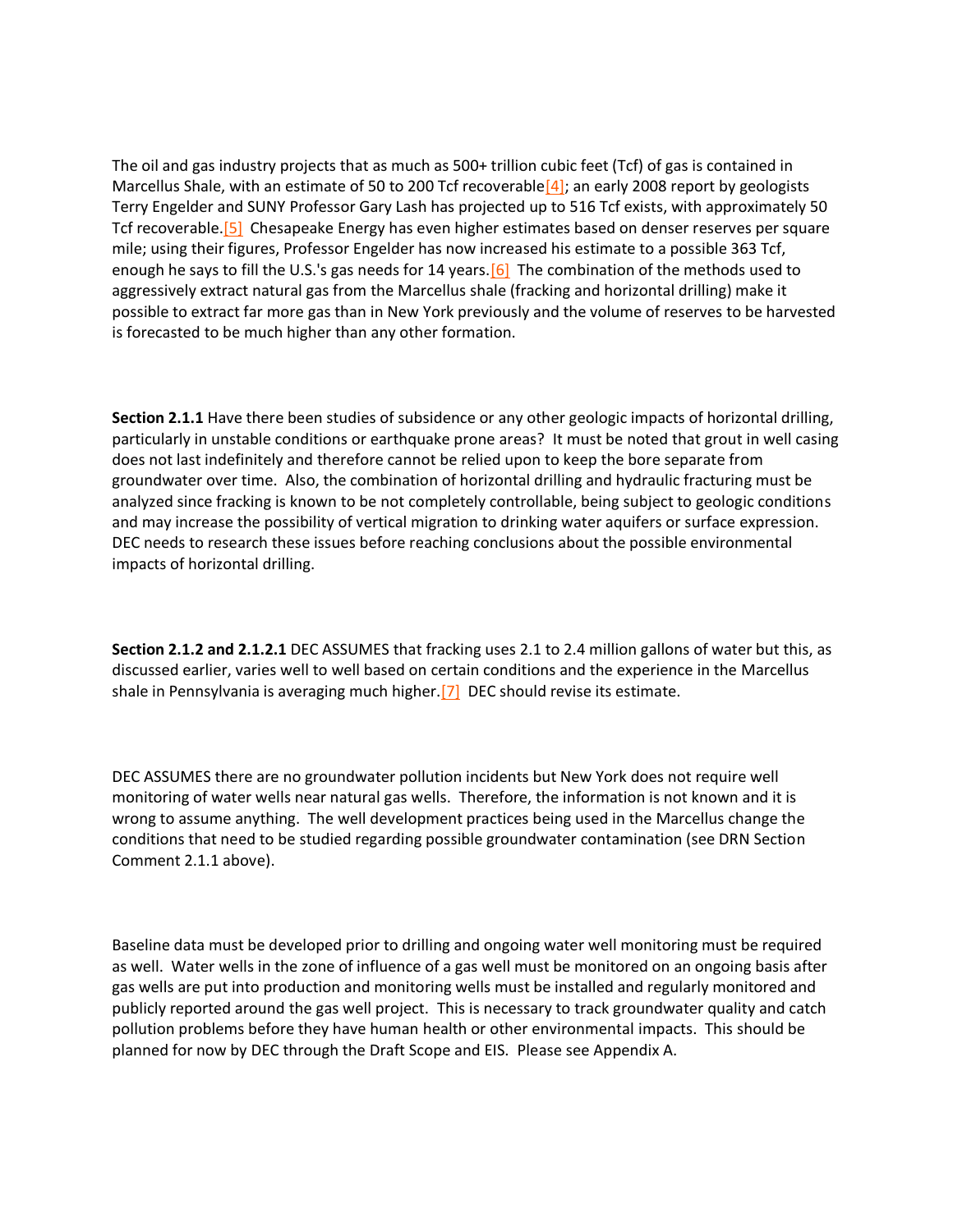The oil and gas industry projects that as much as 500+ trillion cubic feet (Tcf) of gas is contained in Marcellus Shale, with an estimate of 50 to 200 Tcf recoverable[4]; an early 2008 report by geologists Terry Engelder and SUNY Professor Gary Lash has projected up to 516 Tcf exists, with approximately 50 Tcf recoverable.[5] Chesapeake Energy has even higher estimates based on denser reserves per square mile; using their figures, Professor Engelder has now increased his estimate to a possible 363 Tcf, enough he says to fill the U.S.'s gas needs for 14 years.[6] The combination of the methods used to aggressively extract natural gas from the Marcellus shale (fracking and horizontal drilling) make it possible to extract far more gas than in New York previously and the volume of reserves to be harvested is forecasted to be much higher than any other formation.

**Section 2.1.1** Have there been studies of subsidence or any other geologic impacts of horizontal drilling, particularly in unstable conditions or earthquake prone areas? It must be noted that grout in well casing does not last indefinitely and therefore cannot be relied upon to keep the bore separate from groundwater over time. Also, the combination of horizontal drilling and hydraulic fracturing must be analyzed since fracking is known to be not completely controllable, being subject to geologic conditions and may increase the possibility of vertical migration to drinking water aquifers or surface expression. DEC needs to research these issues before reaching conclusions about the possible environmental impacts of horizontal drilling.

**Section 2.1.2 and 2.1.2.1** DEC ASSUMES that fracking uses 2.1 to 2.4 million gallons of water but this, as discussed earlier, varies well to well based on certain conditions and the experience in the Marcellus shale in Pennsylvania is averaging much higher.[7] DEC should revise its estimate.

DEC ASSUMES there are no groundwater pollution incidents but New York does not require well monitoring of water wells near natural gas wells. Therefore, the information is not known and it is wrong to assume anything. The well development practices being used in the Marcellus change the conditions that need to be studied regarding possible groundwater contamination (see DRN Section Comment 2.1.1 above).

Baseline data must be developed prior to drilling and ongoing water well monitoring must be required as well. Water wells in the zone of influence of a gas well must be monitored on an ongoing basis after gas wells are put into production and monitoring wells must be installed and regularly monitored and publicly reported around the gas well project. This is necessary to track groundwater quality and catch pollution problems before they have human health or other environmental impacts. This should be planned for now by DEC through the Draft Scope and EIS. Please see Appendix A.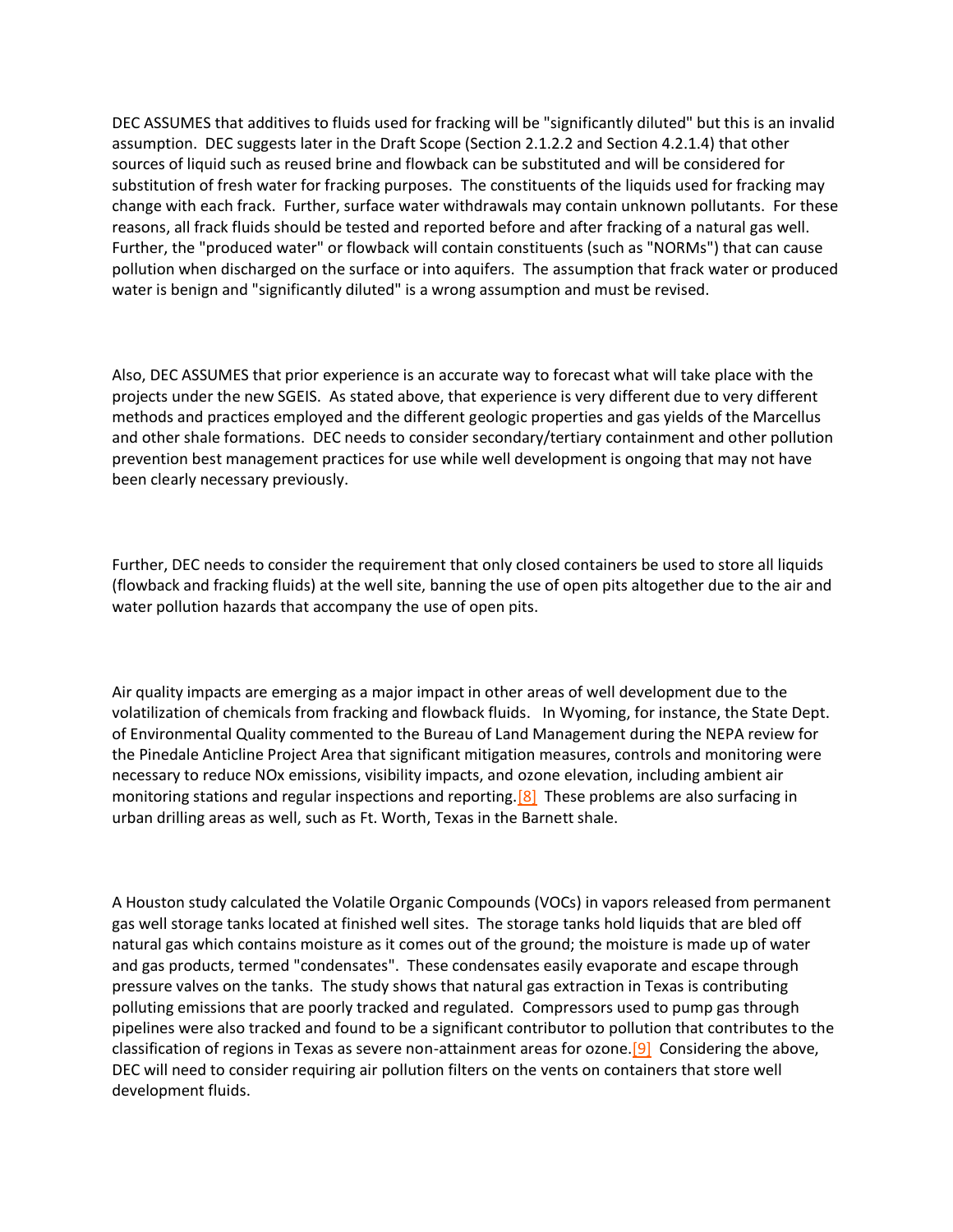DEC ASSUMES that additives to fluids used for fracking will be "significantly diluted" but this is an invalid assumption. DEC suggests later in the Draft Scope (Section 2.1.2.2 and Section 4.2.1.4) that other sources of liquid such as reused brine and flowback can be substituted and will be considered for substitution of fresh water for fracking purposes. The constituents of the liquids used for fracking may change with each frack. Further, surface water withdrawals may contain unknown pollutants. For these reasons, all frack fluids should be tested and reported before and after fracking of a natural gas well. Further, the "produced water" or flowback will contain constituents (such as "NORMs") that can cause pollution when discharged on the surface or into aquifers. The assumption that frack water or produced water is benign and "significantly diluted" is a wrong assumption and must be revised.

Also, DEC ASSUMES that prior experience is an accurate way to forecast what will take place with the projects under the new SGEIS. As stated above, that experience is very different due to very different methods and practices employed and the different geologic properties and gas yields of the Marcellus and other shale formations. DEC needs to consider secondary/tertiary containment and other pollution prevention best management practices for use while well development is ongoing that may not have been clearly necessary previously.

Further, DEC needs to consider the requirement that only closed containers be used to store all liquids (flowback and fracking fluids) at the well site, banning the use of open pits altogether due to the air and water pollution hazards that accompany the use of open pits.

Air quality impacts are emerging as a major impact in other areas of well development due to the volatilization of chemicals from fracking and flowback fluids. In Wyoming, for instance, the State Dept. of Environmental Quality commented to the Bureau of Land Management during the NEPA review for the Pinedale Anticline Project Area that significant mitigation measures, controls and monitoring were necessary to reduce NOx emissions, visibility impacts, and ozone elevation, including ambient air monitoring stations and regular inspections and reporting.[8] These problems are also surfacing in urban drilling areas as well, such as Ft. Worth, Texas in the Barnett shale.

A Houston study calculated the Volatile Organic Compounds (VOCs) in vapors released from permanent gas well storage tanks located at finished well sites. The storage tanks hold liquids that are bled off natural gas which contains moisture as it comes out of the ground; the moisture is made up of water and gas products, termed "condensates". These condensates easily evaporate and escape through pressure valves on the tanks. The study shows that natural gas extraction in Texas is contributing polluting emissions that are poorly tracked and regulated. Compressors used to pump gas through pipelines were also tracked and found to be a significant contributor to pollution that contributes to the classification of regions in Texas as severe non-attainment areas for ozone.[9] Considering the above, DEC will need to consider requiring air pollution filters on the vents on containers that store well development fluids.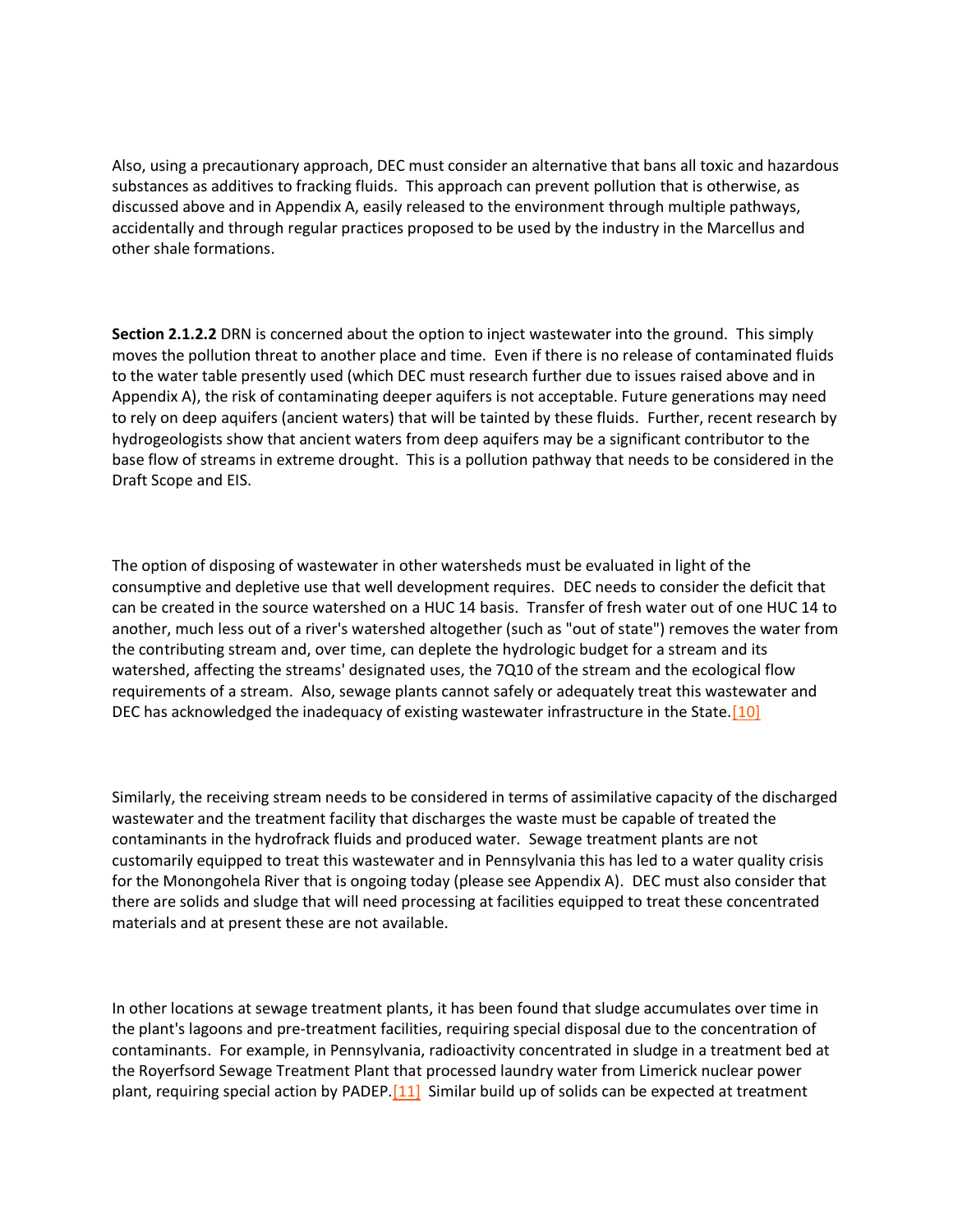Also, using a precautionary approach, DEC must consider an alternative that bans all toxic and hazardous substances as additives to fracking fluids. This approach can prevent pollution that is otherwise, as discussed above and in Appendix A, easily released to the environment through multiple pathways, accidentally and through regular practices proposed to be used by the industry in the Marcellus and other shale formations.

**Section 2.1.2.2** DRN is concerned about the option to inject wastewater into the ground. This simply moves the pollution threat to another place and time. Even if there is no release of contaminated fluids to the water table presently used (which DEC must research further due to issues raised above and in Appendix A), the risk of contaminating deeper aquifers is not acceptable. Future generations may need to rely on deep aquifers (ancient waters) that will be tainted by these fluids. Further, recent research by hydrogeologists show that ancient waters from deep aquifers may be a significant contributor to the base flow of streams in extreme drought. This is a pollution pathway that needs to be considered in the Draft Scope and EIS.

The option of disposing of wastewater in other watersheds must be evaluated in light of the consumptive and depletive use that well development requires. DEC needs to consider the deficit that can be created in the source watershed on a HUC 14 basis. Transfer of fresh water out of one HUC 14 to another, much less out of a river's watershed altogether (such as "out of state") removes the water from the contributing stream and, over time, can deplete the hydrologic budget for a stream and its watershed, affecting the streams' designated uses, the 7Q10 of the stream and the ecological flow requirements of a stream. Also, sewage plants cannot safely or adequately treat this wastewater and DEC has acknowledged the inadequacy of existing wastewater infrastructure in the State.[10]

Similarly, the receiving stream needs to be considered in terms of assimilative capacity of the discharged wastewater and the treatment facility that discharges the waste must be capable of treated the contaminants in the hydrofrack fluids and produced water. Sewage treatment plants are not customarily equipped to treat this wastewater and in Pennsylvania this has led to a water quality crisis for the Monongohela River that is ongoing today (please see Appendix A). DEC must also consider that there are solids and sludge that will need processing at facilities equipped to treat these concentrated materials and at present these are not available.

In other locations at sewage treatment plants, it has been found that sludge accumulates over time in the plant's lagoons and pre-treatment facilities, requiring special disposal due to the concentration of contaminants. For example, in Pennsylvania, radioactivity concentrated in sludge in a treatment bed at the Royerfsord Sewage Treatment Plant that processed laundry water from Limerick nuclear power plant, requiring special action by PADEP.[11] Similar build up of solids can be expected at treatment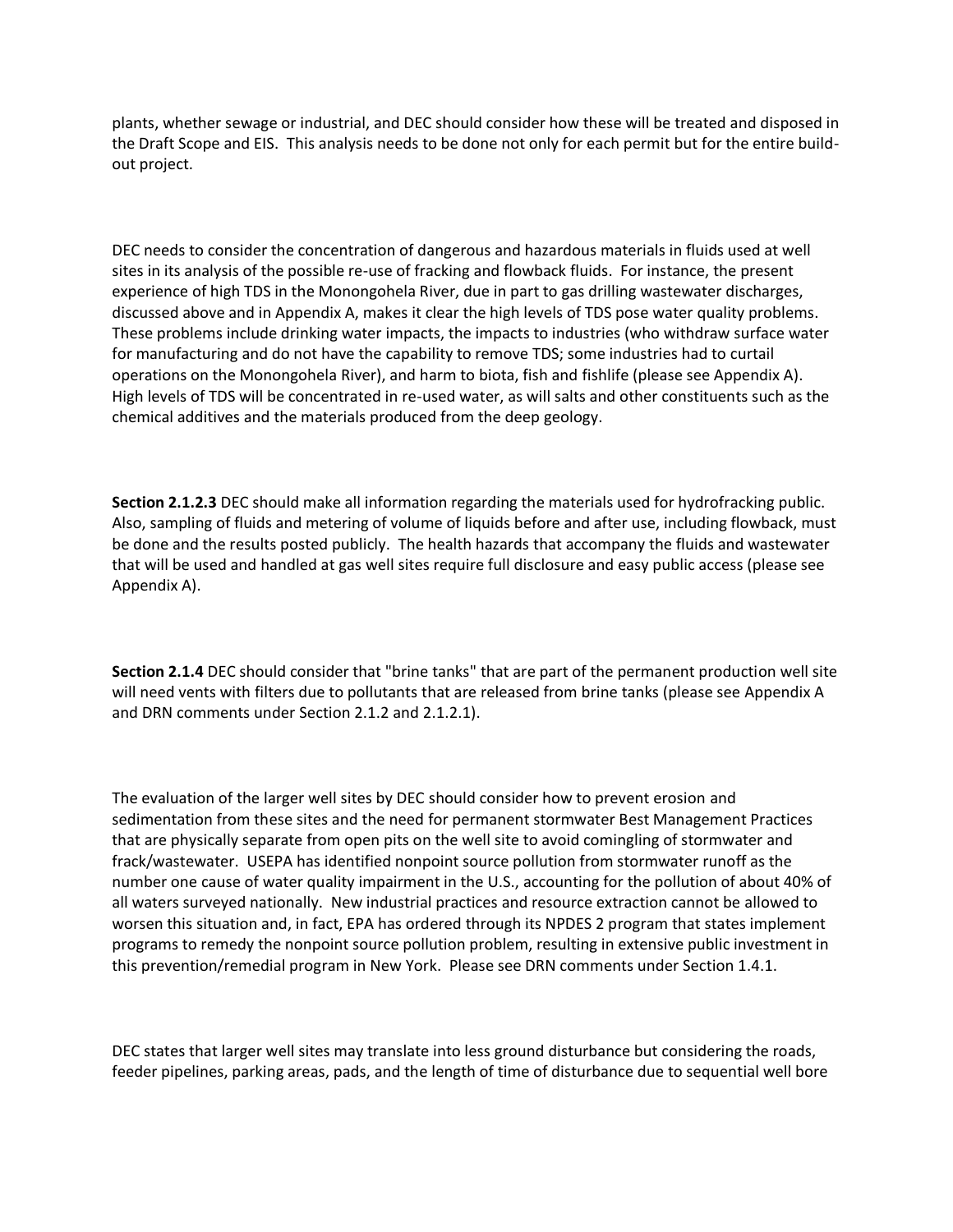plants, whether sewage or industrial, and DEC should consider how these will be treated and disposed in the Draft Scope and EIS. This analysis needs to be done not only for each permit but for the entire build-out project.

DEC needs to consider the concentration of dangerous and hazardous materials in fluids used at well sites in its analysis of the possible re-use of fracking and flowback fluids. For instance, the present experience of high TDS in the Monongohela River, due in part to gas drilling wastewater discharges, discussed above and in Appendix A, makes it clear the high levels of TDS pose water quality problems. These problems include drinking water impacts, the impacts to industries (who withdraw surface water for manufacturing and do not have the capability to remove TDS; some industries had to curtail operations on the Monongohela River), and harm to biota, fish and fishlife (please see Appendix A). High levels of TDS will be concentrated in re-used water, as will salts and other constituents such as the chemical additives and the materials produced from the deep geology.

**Section 2.1.2.3** DEC should make all information regarding the materials used for hydrofracking public. Also, sampling of fluids and metering of volume of liquids before and after use, including flowback, must be done and the results posted publicly. The health hazards that accompany the fluids and wastewater that will be used and handled at gas well sites require full disclosure and easy public access (please see Appendix A).

**Section 2.1.4** DEC should consider that "brine tanks" that are part of the permanent production well site will need vents with filters due to pollutants that are released from brine tanks (please see Appendix A and DRN comments under Section 2.1.2 and 2.1.2.1).

The evaluation of the larger well sites by DEC should consider how to prevent erosion and sedimentation from these sites and the need for permanent stormwater Best Management Practices that are physically separate from open pits on the well site to avoid comingling of stormwater and frack/wastewater. USEPA has identified nonpoint source pollution from stormwater runoff as the number one cause of water quality impairment in the U.S., accounting for the pollution of about 40% of all waters surveyed nationally. New industrial practices and resource extraction cannot be allowed to worsen this situation and, in fact, EPA has ordered through its NPDES 2 program that states implement programs to remedy the nonpoint source pollution problem, resulting in extensive public investment in this prevention/remedial program in New York. Please see DRN comments under Section 1.4.1.

DEC states that larger well sites may translate into less ground disturbance but considering the roads, feeder pipelines, parking areas, pads, and the length of time of disturbance due to sequential well bore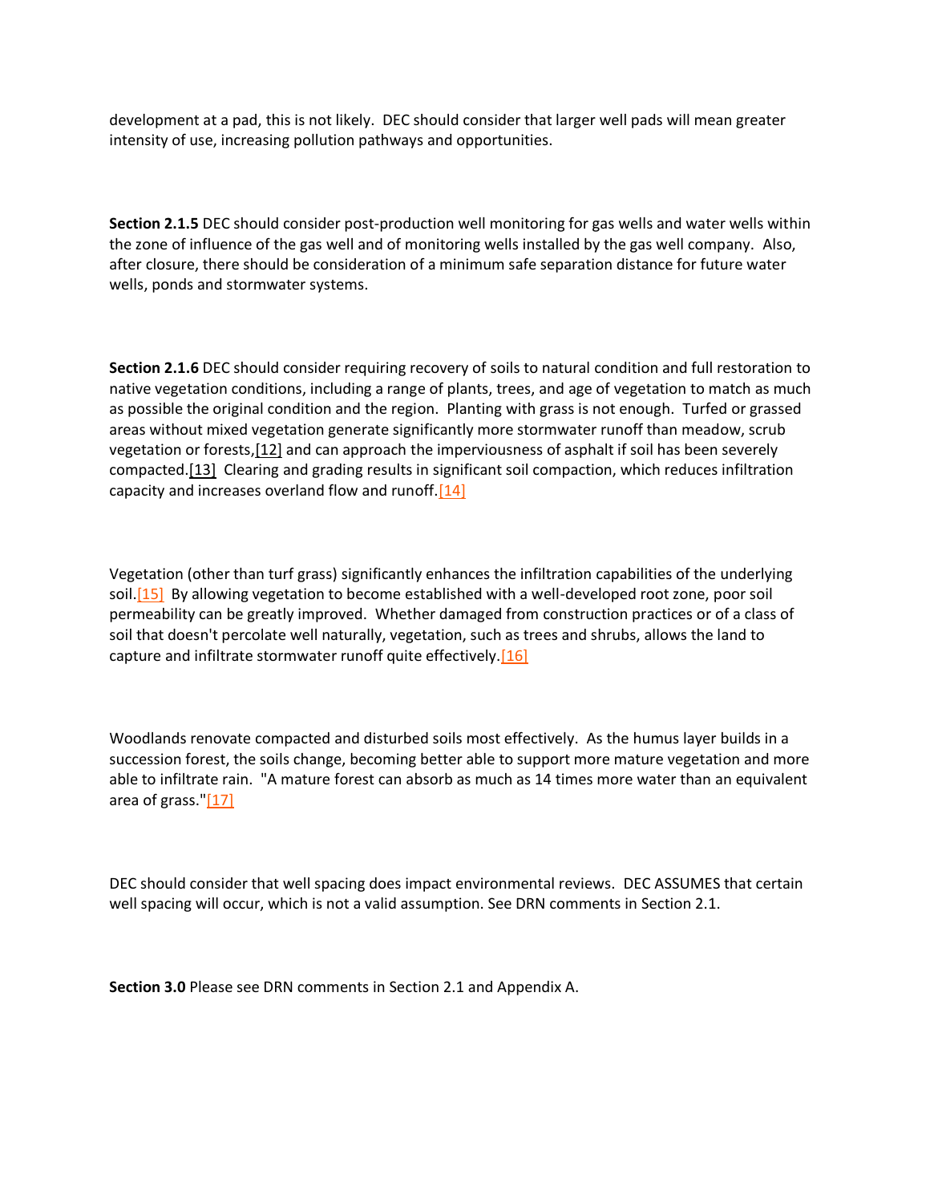development at a pad, this is not likely. DEC should consider that larger well pads will mean greater intensity of use, increasing pollution pathways and opportunities.

**Section 2.1.5** DEC should consider post-production well monitoring for gas wells and water wells within the zone of influence of the gas well and of monitoring wells installed by the gas well company. Also, after closure, there should be consideration of a minimum safe separation distance for future water wells, ponds and stormwater systems.

**Section 2.1.6** DEC should consider requiring recovery of soils to natural condition and full restoration to native vegetation conditions, including a range of plants, trees, and age of vegetation to match as much as possible the original condition and the region. Planting with grass is not enough. Turfed or grassed areas without mixed vegetation generate significantly more stormwater runoff than meadow, scrub vegetation or forests,[12] and can approach the imperviousness of asphalt if soil has been severely compacted.[13] Clearing and grading results in significant soil compaction, which reduces infiltration capacity and increases overland flow and runoff.[14]

Vegetation (other than turf grass) significantly enhances the infiltration capabilities of the underlying soil.[15] By allowing vegetation to become established with a well-developed root zone, poor soil permeability can be greatly improved. Whether damaged from construction practices or of a class of soil that doesn't percolate well naturally, vegetation, such as trees and shrubs, allows the land to capture and infiltrate stormwater runoff quite effectively.[16]

Woodlands renovate compacted and disturbed soils most effectively. As the humus layer builds in a succession forest, the soils change, becoming better able to support more mature vegetation and more able to infiltrate rain. "A mature forest can absorb as much as 14 times more water than an equivalent area of grass."[17]

DEC should consider that well spacing does impact environmental reviews. DEC ASSUMES that certain well spacing will occur, which is not a valid assumption. See DRN comments in Section 2.1.

**Section 3.0** Please see DRN comments in Section 2.1 and Appendix A.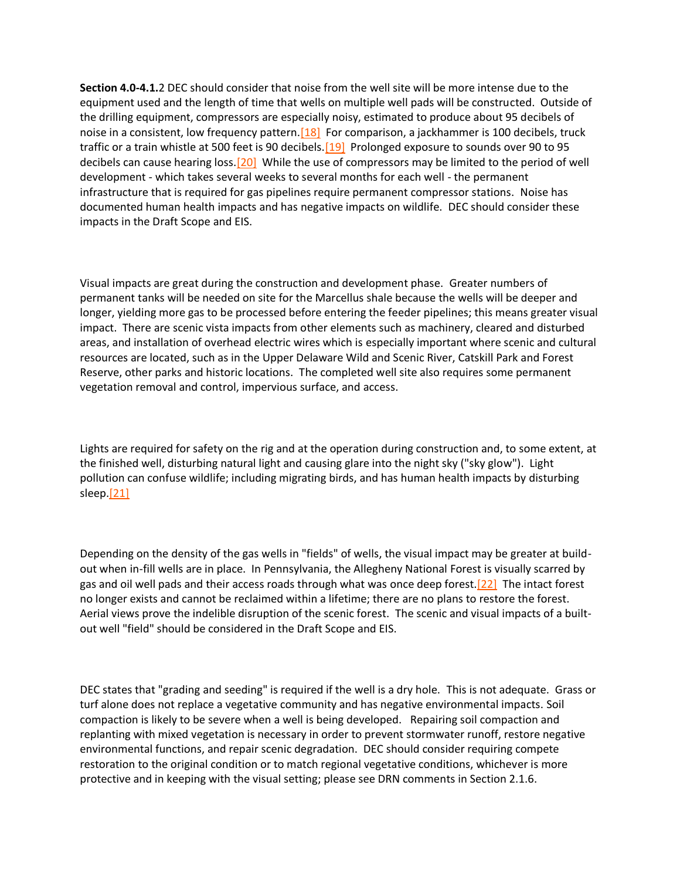**Section 4.0-4.1.**2 DEC should consider that noise from the well site will be more intense due to the equipment used and the length of time that wells on multiple well pads will be constructed. Outside of the drilling equipment, compressors are especially noisy, estimated to produce about 95 decibels of noise in a consistent, low frequency pattern.[18] For comparison, a jackhammer is 100 decibels, truck traffic or a train whistle at 500 feet is 90 decibels.[19] Prolonged exposure to sounds over 90 to 95 decibels can cause hearing loss.[20] While the use of compressors may be limited to the period of well development - which takes several weeks to several months for each well - the permanent infrastructure that is required for gas pipelines require permanent compressor stations. Noise has documented human health impacts and has negative impacts on wildlife. DEC should consider these impacts in the Draft Scope and EIS.

Visual impacts are great during the construction and development phase. Greater numbers of permanent tanks will be needed on site for the Marcellus shale because the wells will be deeper and longer, yielding more gas to be processed before entering the feeder pipelines; this means greater visual impact. There are scenic vista impacts from other elements such as machinery, cleared and disturbed areas, and installation of overhead electric wires which is especially important where scenic and cultural resources are located, such as in the Upper Delaware Wild and Scenic River, Catskill Park and Forest Reserve, other parks and historic locations. The completed well site also requires some permanent vegetation removal and control, impervious surface, and access.

Lights are required for safety on the rig and at the operation during construction and, to some extent, at the finished well, disturbing natural light and causing glare into the night sky ("sky glow"). Light pollution can confuse wildlife; including migrating birds, and has human health impacts by disturbing sleep.[21]

Depending on the density of the gas wells in "fields" of wells, the visual impact may be greater at build-out when in-fill wells are in place. In Pennsylvania, the Allegheny National Forest is visually scarred by gas and oil well pads and their access roads through what was once deep forest.[22] The intact forest no longer exists and cannot be reclaimed within a lifetime; there are no plans to restore the forest. Aerial views prove the indelible disruption of the scenic forest. The scenic and visual impacts of a built-out well "field" should be considered in the Draft Scope and EIS.

DEC states that "grading and seeding" is required if the well is a dry hole. This is not adequate. Grass or turf alone does not replace a vegetative community and has negative environmental impacts. Soil compaction is likely to be severe when a well is being developed. Repairing soil compaction and replanting with mixed vegetation is necessary in order to prevent stormwater runoff, restore negative environmental functions, and repair scenic degradation. DEC should consider requiring compete restoration to the original condition or to match regional vegetative conditions, whichever is more protective and in keeping with the visual setting; please see DRN comments in Section 2.1.6.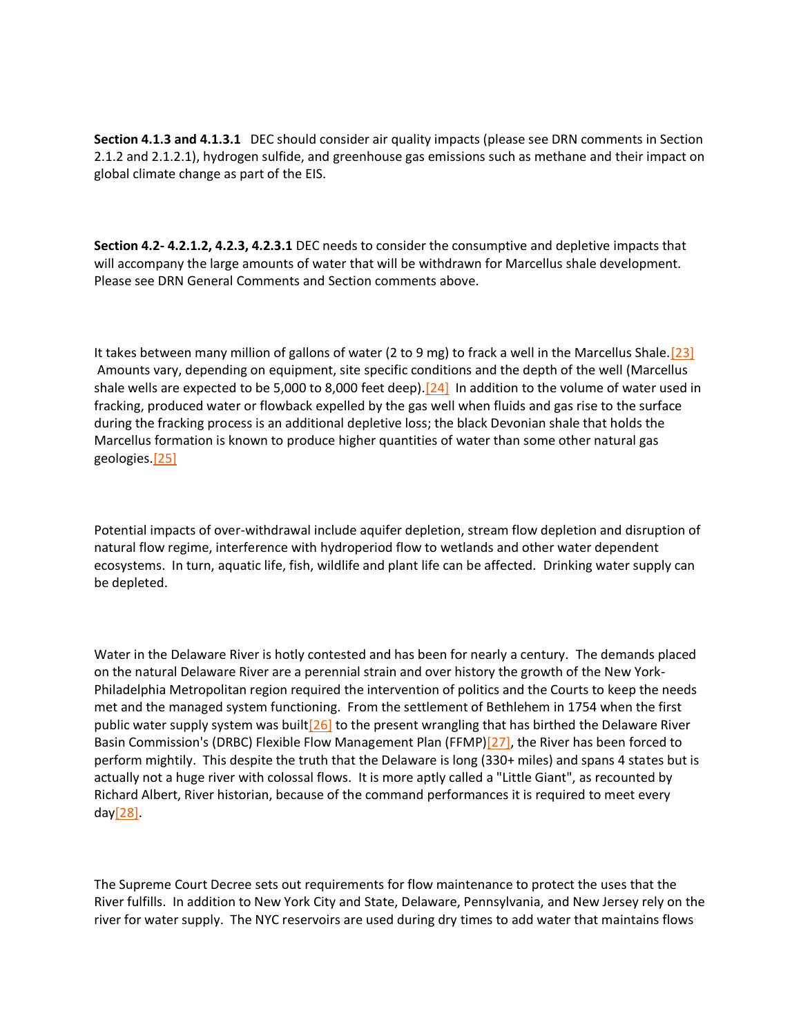**Section 4.1.3 and 4.1.3.1** DEC should consider air quality impacts (please see DRN comments in Section 2.1.2 and 2.1.2.1), hydrogen sulfide, and greenhouse gas emissions such as methane and their impact on global climate change as part of the EIS.

**Section 4.2- 4.2.1.2, 4.2.3, 4.2.3.1** DEC needs to consider the consumptive and depletive impacts that will accompany the large amounts of water that will be withdrawn for Marcellus shale development. Please see DRN General Comments and Section comments above.

It takes between many million of gallons of water (2 to 9 mg) to frack a well in the Marcellus Shale.[23] Amounts vary, depending on equipment, site specific conditions and the depth of the well (Marcellus shale wells are expected to be 5,000 to 8,000 feet deep).[24] In addition to the volume of water used in fracking, produced water or flowback expelled by the gas well when fluids and gas rise to the surface during the fracking process is an additional depletive loss; the black Devonian shale that holds the Marcellus formation is known to produce higher quantities of water than some other natural gas geologies.[25]

Potential impacts of over-withdrawal include aquifer depletion, stream flow depletion and disruption of natural flow regime, interference with hydroperiod flow to wetlands and other water dependent ecosystems. In turn, aquatic life, fish, wildlife and plant life can be affected. Drinking water supply can be depleted.

Water in the Delaware River is hotly contested and has been for nearly a century. The demands placed on the natural Delaware River are a perennial strain and over history the growth of the New York-Philadelphia Metropolitan region required the intervention of politics and the Courts to keep the needs met and the managed system functioning. From the settlement of Bethlehem in 1754 when the first public water supply system was built[26] to the present wrangling that has birthed the Delaware River Basin Commission's (DRBC) Flexible Flow Management Plan (FFMP)[27], the River has been forced to perform mightily. This despite the truth that the Delaware is long (330+ miles) and spans 4 states but is actually not a huge river with colossal flows. It is more aptly called a "Little Giant", as recounted by Richard Albert, River historian, because of the command performances it is required to meet every day[28].

The Supreme Court Decree sets out requirements for flow maintenance to protect the uses that the River fulfills. In addition to New York City and State, Delaware, Pennsylvania, and New Jersey rely on the river for water supply. The NYC reservoirs are used during dry times to add water that maintains flows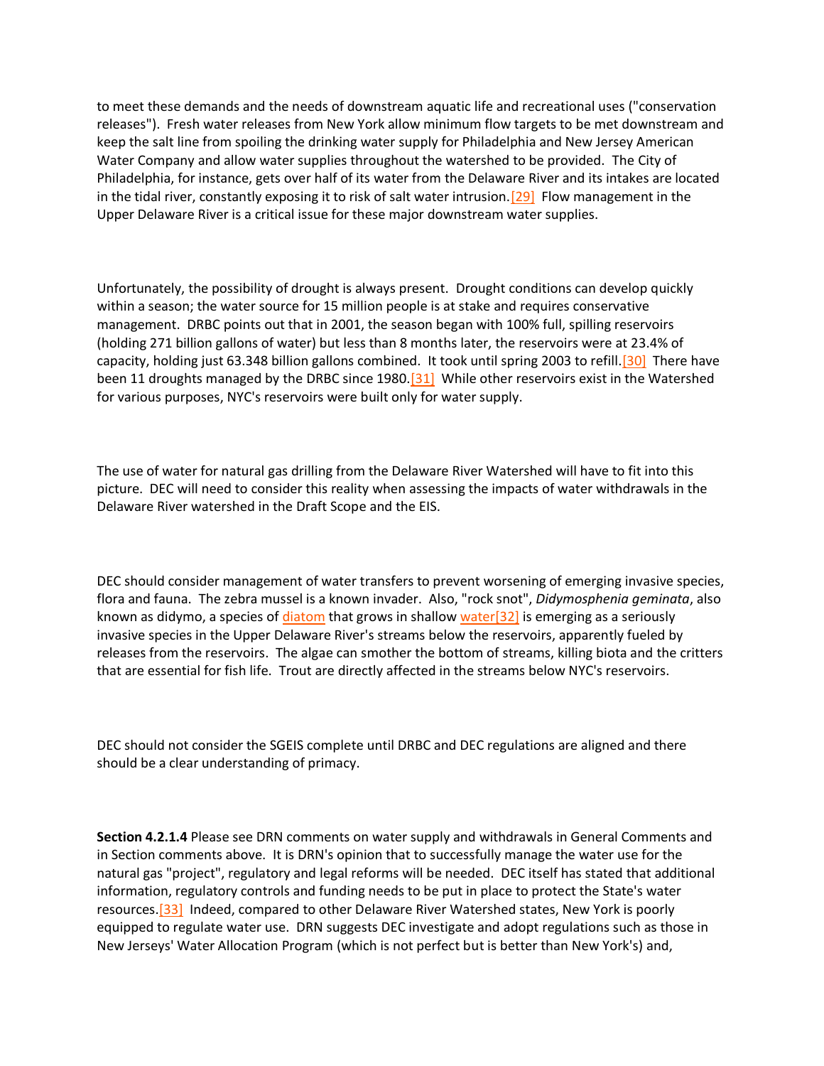to meet these demands and the needs of downstream aquatic life and recreational uses ("conservation releases"). Fresh water releases from New York allow minimum flow targets to be met downstream and keep the salt line from spoiling the drinking water supply for Philadelphia and New Jersey American Water Company and allow water supplies throughout the watershed to be provided. The City of Philadelphia, for instance, gets over half of its water from the Delaware River and its intakes are located in the tidal river, constantly exposing it to risk of salt water intrusion.[29] Flow management in the Upper Delaware River is a critical issue for these major downstream water supplies.

Unfortunately, the possibility of drought is always present. Drought conditions can develop quickly within a season; the water source for 15 million people is at stake and requires conservative management. DRBC points out that in 2001, the season began with 100% full, spilling reservoirs (holding 271 billion gallons of water) but less than 8 months later, the reservoirs were at 23.4% of capacity, holding just 63.348 billion gallons combined. It took until spring 2003 to refill.[30] There have been 11 droughts managed by the DRBC since 1980.[31] While other reservoirs exist in the Watershed for various purposes, NYC's reservoirs were built only for water supply.

The use of water for natural gas drilling from the Delaware River Watershed will have to fit into this picture. DEC will need to consider this reality when assessing the impacts of water withdrawals in the Delaware River watershed in the Draft Scope and the EIS.

DEC should consider management of water transfers to prevent worsening of emerging invasive species, flora and fauna. The zebra mussel is a known invader. Also, "rock snot", *Didymosphenia geminata*, also known as didymo, a species of diatom that grows in shallow water[32] is emerging as a seriously invasive species in the Upper Delaware River's streams below the reservoirs, apparently fueled by releases from the reservoirs. The algae can smother the bottom of streams, killing biota and the critters that are essential for fish life. Trout are directly affected in the streams below NYC's reservoirs.

DEC should not consider the SGEIS complete until DRBC and DEC regulations are aligned and there should be a clear understanding of primacy.

**Section 4.2.1.4** Please see DRN comments on water supply and withdrawals in General Comments and in Section comments above. It is DRN's opinion that to successfully manage the water use for the natural gas "project", regulatory and legal reforms will be needed. DEC itself has stated that additional information, regulatory controls and funding needs to be put in place to protect the State's water resources.[33] Indeed, compared to other Delaware River Watershed states, New York is poorly equipped to regulate water use. DRN suggests DEC investigate and adopt regulations such as those in New Jerseys' Water Allocation Program (which is not perfect but is better than New York's) and,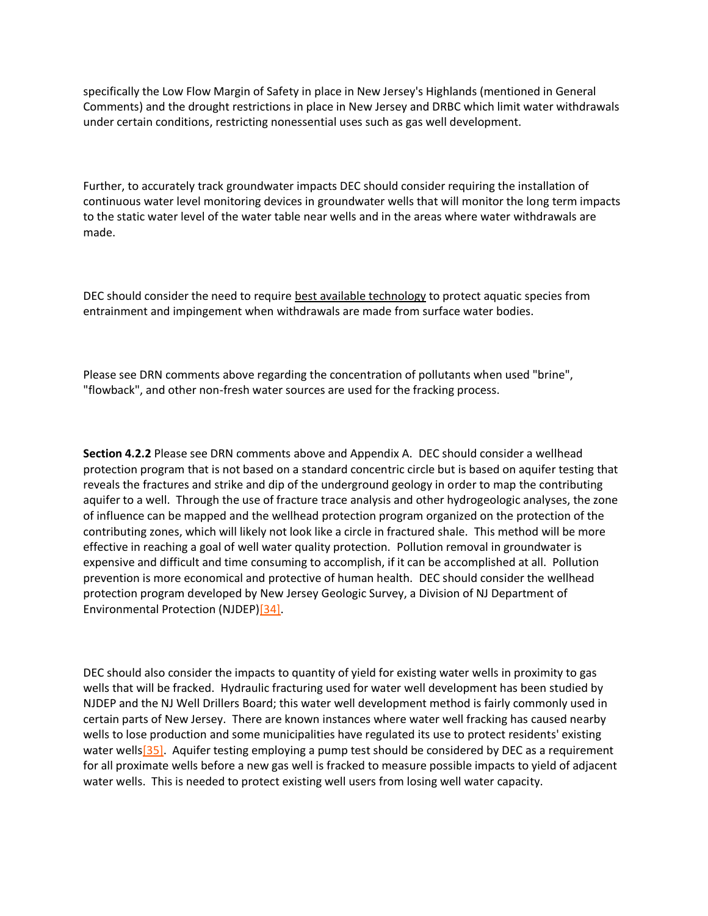specifically the Low Flow Margin of Safety in place in New Jersey's Highlands (mentioned in General Comments) and the drought restrictions in place in New Jersey and DRBC which limit water withdrawals under certain conditions, restricting nonessential uses such as gas well development.

Further, to accurately track groundwater impacts DEC should consider requiring the installation of continuous water level monitoring devices in groundwater wells that will monitor the long term impacts to the static water level of the water table near wells and in the areas where water withdrawals are made.

DEC should consider the need to require best available technology to protect aquatic species from entrainment and impingement when withdrawals are made from surface water bodies.

Please see DRN comments above regarding the concentration of pollutants when used "brine", "flowback", and other non-fresh water sources are used for the fracking process.

**Section 4.2.2** Please see DRN comments above and Appendix A. DEC should consider a wellhead protection program that is not based on a standard concentric circle but is based on aquifer testing that reveals the fractures and strike and dip of the underground geology in order to map the contributing aquifer to a well. Through the use of fracture trace analysis and other hydrogeologic analyses, the zone of influence can be mapped and the wellhead protection program organized on the protection of the contributing zones, which will likely not look like a circle in fractured shale. This method will be more effective in reaching a goal of well water quality protection. Pollution removal in groundwater is expensive and difficult and time consuming to accomplish, if it can be accomplished at all. Pollution prevention is more economical and protective of human health. DEC should consider the wellhead protection program developed by New Jersey Geologic Survey, a Division of NJ Department of Environmental Protection (NJDEP)[34].

DEC should also consider the impacts to quantity of yield for existing water wells in proximity to gas wells that will be fracked. Hydraulic fracturing used for water well development has been studied by NJDEP and the NJ Well Drillers Board; this water well development method is fairly commonly used in certain parts of New Jersey. There are known instances where water well fracking has caused nearby wells to lose production and some municipalities have regulated its use to protect residents' existing water wells[35]. Aquifer testing employing a pump test should be considered by DEC as a requirement for all proximate wells before a new gas well is fracked to measure possible impacts to yield of adjacent water wells. This is needed to protect existing well users from losing well water capacity.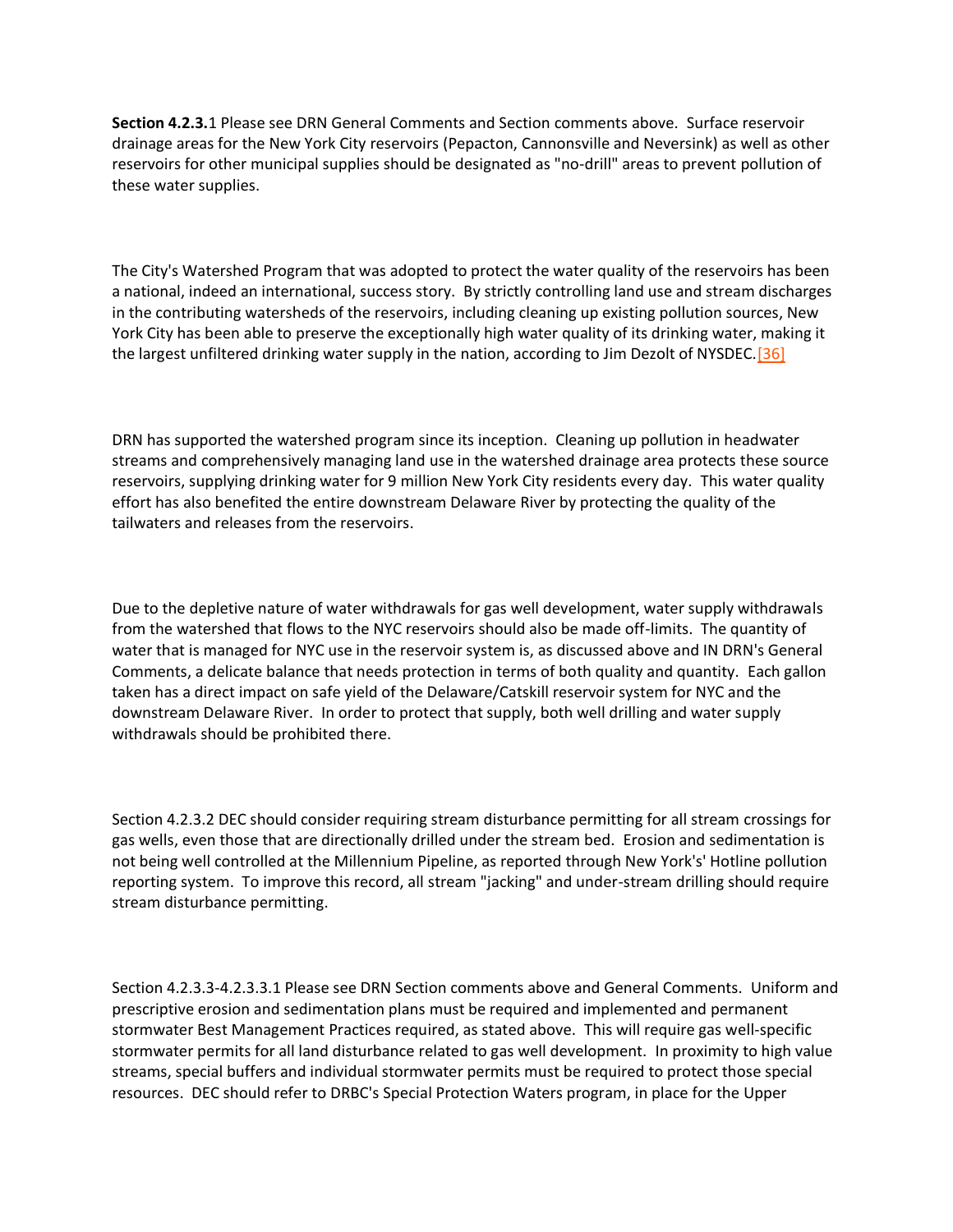**Section 4.2.3.**1 Please see DRN General Comments and Section comments above. Surface reservoir drainage areas for the New York City reservoirs (Pepacton, Cannonsville and Neversink) as well as other reservoirs for other municipal supplies should be designated as "no-drill" areas to prevent pollution of these water supplies.

The City's Watershed Program that was adopted to protect the water quality of the reservoirs has been a national, indeed an international, success story. By strictly controlling land use and stream discharges in the contributing watersheds of the reservoirs, including cleaning up existing pollution sources, New York City has been able to preserve the exceptionally high water quality of its drinking water, making it the largest unfiltered drinking water supply in the nation, according to Jim Dezolt of NYSDEC.[36]

DRN has supported the watershed program since its inception. Cleaning up pollution in headwater streams and comprehensively managing land use in the watershed drainage area protects these source reservoirs, supplying drinking water for 9 million New York City residents every day. This water quality effort has also benefited the entire downstream Delaware River by protecting the quality of the tailwaters and releases from the reservoirs.

Due to the depletive nature of water withdrawals for gas well development, water supply withdrawals from the watershed that flows to the NYC reservoirs should also be made off-limits. The quantity of water that is managed for NYC use in the reservoir system is, as discussed above and IN DRN's General Comments, a delicate balance that needs protection in terms of both quality and quantity. Each gallon taken has a direct impact on safe yield of the Delaware/Catskill reservoir system for NYC and the downstream Delaware River. In order to protect that supply, both well drilling and water supply withdrawals should be prohibited there.

Section 4.2.3.2 DEC should consider requiring stream disturbance permitting for all stream crossings for gas wells, even those that are directionally drilled under the stream bed. Erosion and sedimentation is not being well controlled at the Millennium Pipeline, as reported through New York's' Hotline pollution reporting system. To improve this record, all stream "jacking" and under-stream drilling should require stream disturbance permitting.

Section 4.2.3.3-4.2.3.3.1 Please see DRN Section comments above and General Comments. Uniform and prescriptive erosion and sedimentation plans must be required and implemented and permanent stormwater Best Management Practices required, as stated above. This will require gas well-specific stormwater permits for all land disturbance related to gas well development. In proximity to high value streams, special buffers and individual stormwater permits must be required to protect those special resources. DEC should refer to DRBC's Special Protection Waters program, in place for the Upper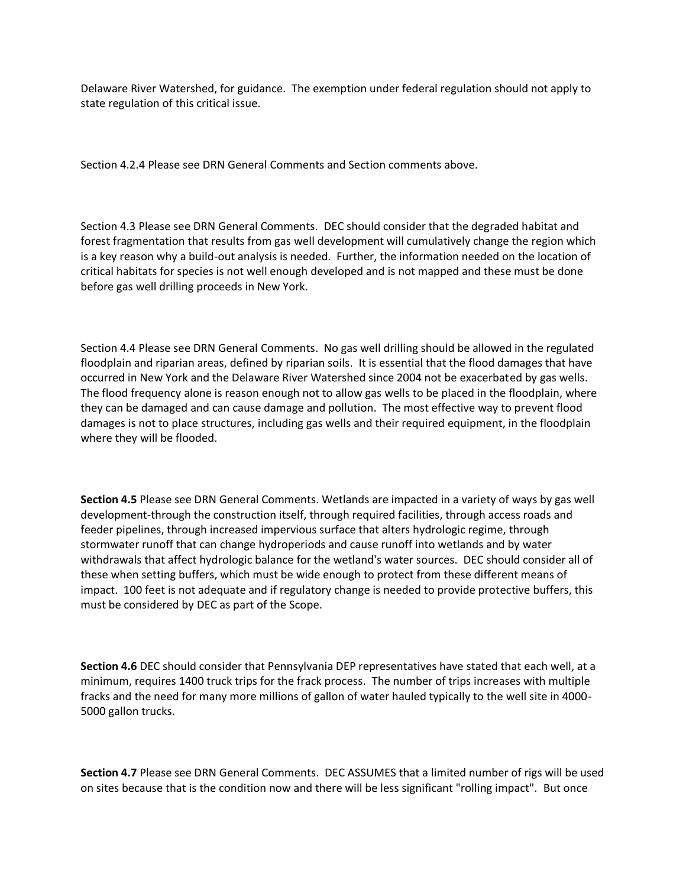Delaware River Watershed, for guidance. The exemption under federal regulation should not apply to state regulation of this critical issue.

Section 4.2.4 Please see DRN General Comments and Section comments above.

Section 4.3 Please see DRN General Comments. DEC should consider that the degraded habitat and forest fragmentation that results from gas well development will cumulatively change the region which is a key reason why a build-out analysis is needed. Further, the information needed on the location of critical habitats for species is not well enough developed and is not mapped and these must be done before gas well drilling proceeds in New York.

Section 4.4 Please see DRN General Comments. No gas well drilling should be allowed in the regulated floodplain and riparian areas, defined by riparian soils. It is essential that the flood damages that have occurred in New York and the Delaware River Watershed since 2004 not be exacerbated by gas wells. The flood frequency alone is reason enough not to allow gas wells to be placed in the floodplain, where they can be damaged and can cause damage and pollution. The most effective way to prevent flood damages is not to place structures, including gas wells and their required equipment, in the floodplain where they will be flooded.

**Section 4.5** Please see DRN General Comments. Wetlands are impacted in a variety of ways by gas well development-through the construction itself, through required facilities, through access roads and feeder pipelines, through increased impervious surface that alters hydrologic regime, through stormwater runoff that can change hydroperiods and cause runoff into wetlands and by water withdrawals that affect hydrologic balance for the wetland's water sources. DEC should consider all of these when setting buffers, which must be wide enough to protect from these different means of impact. 100 feet is not adequate and if regulatory change is needed to provide protective buffers, this must be considered by DEC as part of the Scope.

**Section 4.6** DEC should consider that Pennsylvania DEP representatives have stated that each well, at a minimum, requires 1400 truck trips for the frack process. The number of trips increases with multiple fracks and the need for many more millions of gallon of water hauled typically to the well site in 4000-5000 gallon trucks.

**Section 4.7** Please see DRN General Comments. DEC ASSUMES that a limited number of rigs will be used on sites because that is the condition now and there will be less significant "rolling impact". But once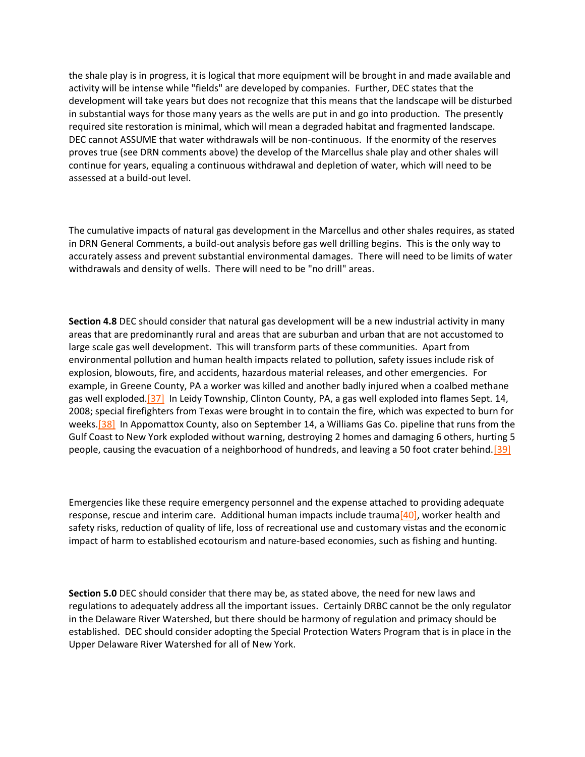the shale play is in progress, it is logical that more equipment will be brought in and made available and activity will be intense while "fields" are developed by companies. Further, DEC states that the development will take years but does not recognize that this means that the landscape will be disturbed in substantial ways for those many years as the wells are put in and go into production. The presently required site restoration is minimal, which will mean a degraded habitat and fragmented landscape. DEC cannot ASSUME that water withdrawals will be non-continuous. If the enormity of the reserves proves true (see DRN comments above) the develop of the Marcellus shale play and other shales will continue for years, equaling a continuous withdrawal and depletion of water, which will need to be assessed at a build-out level.

The cumulative impacts of natural gas development in the Marcellus and other shales requires, as stated in DRN General Comments, a build-out analysis before gas well drilling begins. This is the only way to accurately assess and prevent substantial environmental damages. There will need to be limits of water withdrawals and density of wells. There will need to be "no drill" areas.

**Section 4.8** DEC should consider that natural gas development will be a new industrial activity in many areas that are predominantly rural and areas that are suburban and urban that are not accustomed to large scale gas well development. This will transform parts of these communities. Apart from environmental pollution and human health impacts related to pollution, safety issues include risk of explosion, blowouts, fire, and accidents, hazardous material releases, and other emergencies. For example, in Greene County, PA a worker was killed and another badly injured when a coalbed methane gas well exploded.[37] In Leidy Township, Clinton County, PA, a gas well exploded into flames Sept. 14, 2008; special firefighters from Texas were brought in to contain the fire, which was expected to burn for weeks.[38] In Appomattox County, also on September 14, a Williams Gas Co. pipeline that runs from the Gulf Coast to New York exploded without warning, destroying 2 homes and damaging 6 others, hurting 5 people, causing the evacuation of a neighborhood of hundreds, and leaving a 50 foot crater behind.[39]

Emergencies like these require emergency personnel and the expense attached to providing adequate response, rescue and interim care. Additional human impacts include trauma[40], worker health and safety risks, reduction of quality of life, loss of recreational use and customary vistas and the economic impact of harm to established ecotourism and nature-based economies, such as fishing and hunting.

**Section 5.0** DEC should consider that there may be, as stated above, the need for new laws and regulations to adequately address all the important issues. Certainly DRBC cannot be the only regulator in the Delaware River Watershed, but there should be harmony of regulation and primacy should be established. DEC should consider adopting the Special Protection Waters Program that is in place in the Upper Delaware River Watershed for all of New York.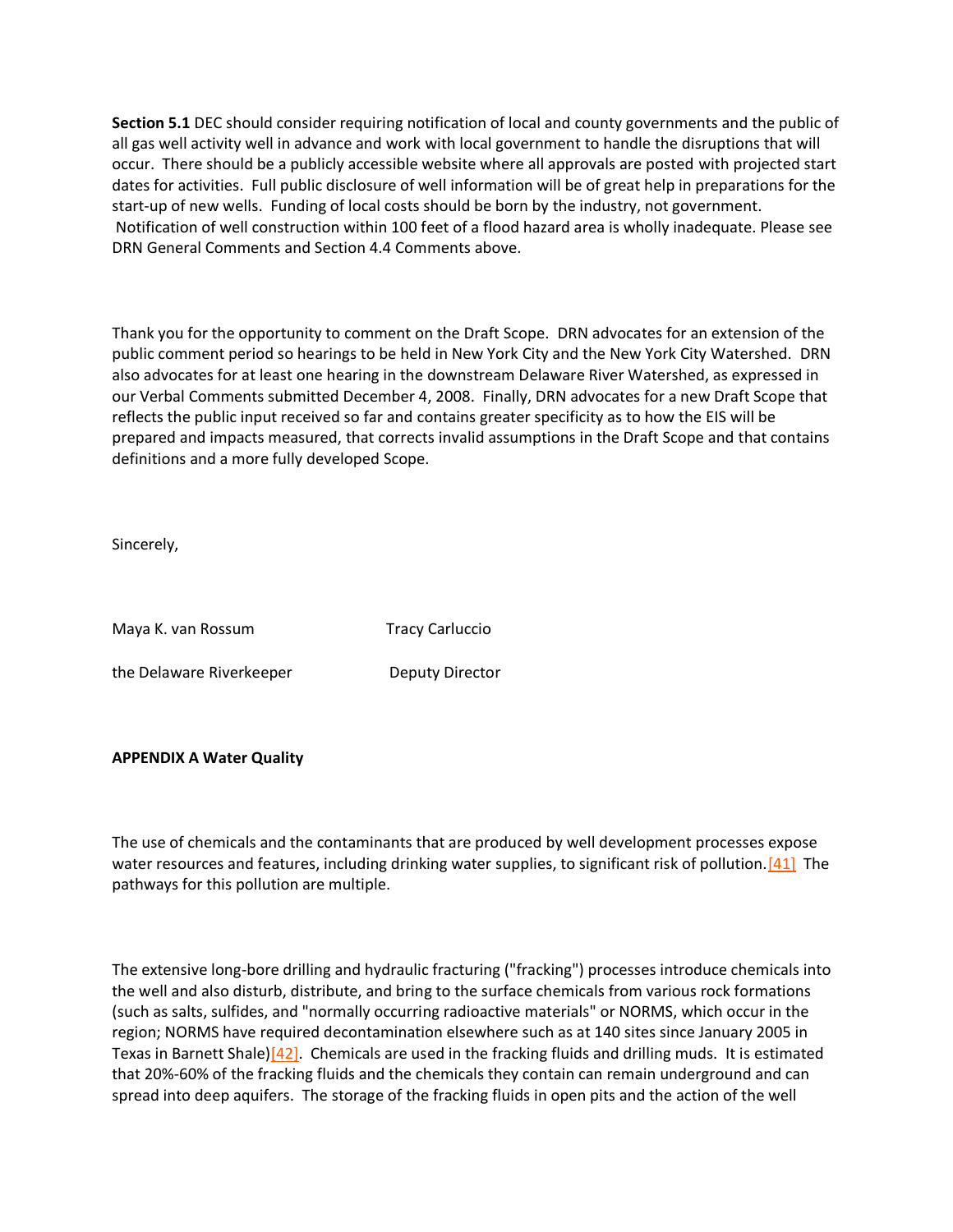**Section 5.1** DEC should consider requiring notification of local and county governments and the public of all gas well activity well in advance and work with local government to handle the disruptions that will occur. There should be a publicly accessible website where all approvals are posted with projected start dates for activities. Full public disclosure of well information will be of great help in preparations for the start-up of new wells. Funding of local costs should be born by the industry, not government. Notification of well construction within 100 feet of a flood hazard area is wholly inadequate. Please see DRN General Comments and Section 4.4 Comments above.

Thank you for the opportunity to comment on the Draft Scope. DRN advocates for an extension of the public comment period so hearings to be held in New York City and the New York City Watershed. DRN also advocates for at least one hearing in the downstream Delaware River Watershed, as expressed in our Verbal Comments submitted December 4, 2008. Finally, DRN advocates for a new Draft Scope that reflects the public input received so far and contains greater specificity as to how the EIS will be prepared and impacts measured, that corrects invalid assumptions in the Draft Scope and that contains definitions and a more fully developed Scope.

Sincerely,

Maya K. van Rossum — Tracy Carluccio

the Delaware Riverkeeper — Deputy Director

**APPENDIX A Water Quality**

The use of chemicals and the contaminants that are produced by well development processes expose water resources and features, including drinking water supplies, to significant risk of pollution.[41] The pathways for this pollution are multiple.

The extensive long-bore drilling and hydraulic fracturing ("fracking") processes introduce chemicals into the well and also disturb, distribute, and bring to the surface chemicals from various rock formations (such as salts, sulfides, and "normally occurring radioactive materials" or NORMS, which occur in the region; NORMS have required decontamination elsewhere such as at 140 sites since January 2005 in Texas in Barnett Shale)[42]. Chemicals are used in the fracking fluids and drilling muds. It is estimated that 20%-60% of the fracking fluids and the chemicals they contain can remain underground and can spread into deep aquifers. The storage of the fracking fluids in open pits and the action of the well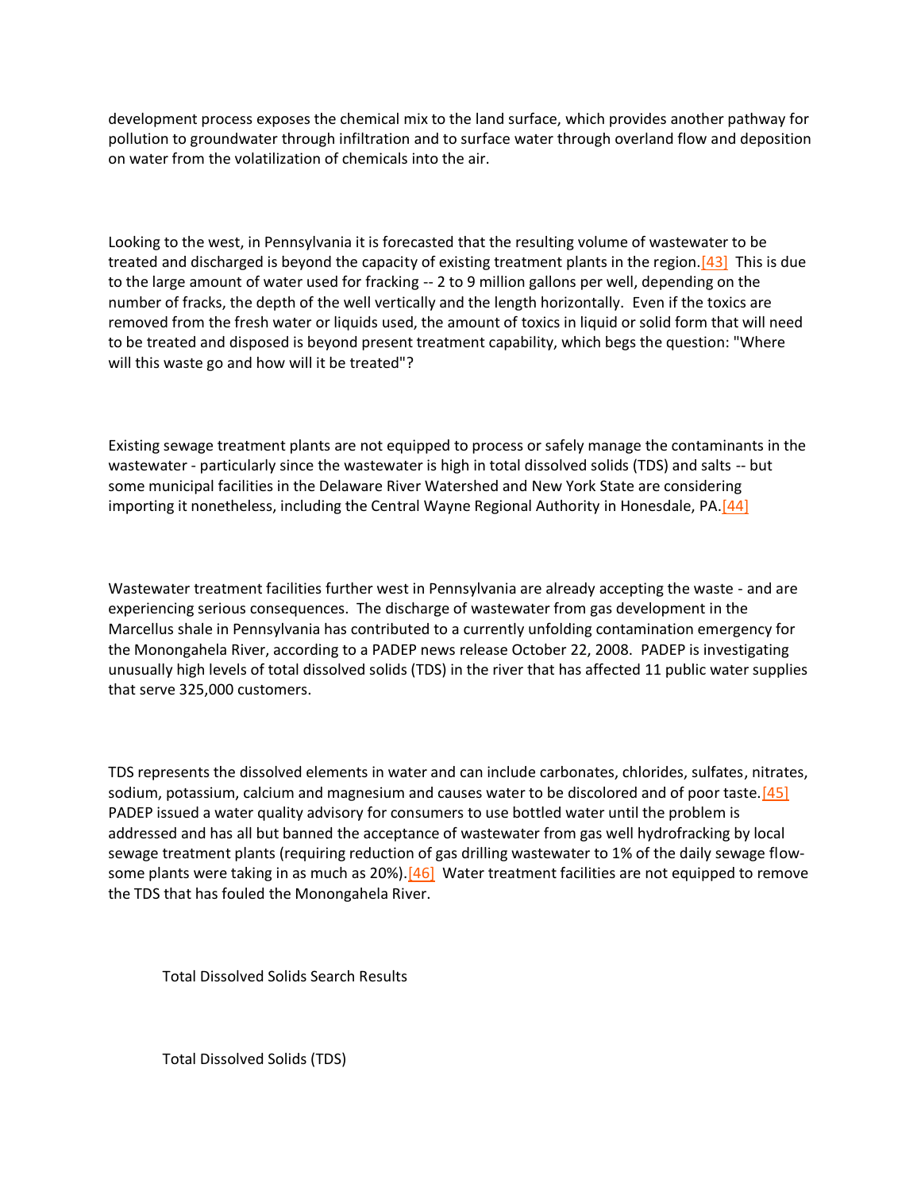development process exposes the chemical mix to the land surface, which provides another pathway for pollution to groundwater through infiltration and to surface water through overland flow and deposition on water from the volatilization of chemicals into the air.

Looking to the west, in Pennsylvania it is forecasted that the resulting volume of wastewater to be treated and discharged is beyond the capacity of existing treatment plants in the region.[43] This is due to the large amount of water used for fracking -- 2 to 9 million gallons per well, depending on the number of fracks, the depth of the well vertically and the length horizontally. Even if the toxics are removed from the fresh water or liquids used, the amount of toxics in liquid or solid form that will need to be treated and disposed is beyond present treatment capability, which begs the question: "Where will this waste go and how will it be treated"?

Existing sewage treatment plants are not equipped to process or safely manage the contaminants in the wastewater - particularly since the wastewater is high in total dissolved solids (TDS) and salts -- but some municipal facilities in the Delaware River Watershed and New York State are considering importing it nonetheless, including the Central Wayne Regional Authority in Honesdale, PA.[44]

Wastewater treatment facilities further west in Pennsylvania are already accepting the waste - and are experiencing serious consequences. The discharge of wastewater from gas development in the Marcellus shale in Pennsylvania has contributed to a currently unfolding contamination emergency for the Monongahela River, according to a PADEP news release October 22, 2008. PADEP is investigating unusually high levels of total dissolved solids (TDS) in the river that has affected 11 public water supplies that serve 325,000 customers.

TDS represents the dissolved elements in water and can include carbonates, chlorides, sulfates, nitrates, sodium, potassium, calcium and magnesium and causes water to be discolored and of poor taste.[45] PADEP issued a water quality advisory for consumers to use bottled water until the problem is addressed and has all but banned the acceptance of wastewater from gas well hydrofracking by local sewage treatment plants (requiring reduction of gas drilling wastewater to 1% of the daily sewage flow-some plants were taking in as much as 20%).[46] Water treatment facilities are not equipped to remove the TDS that has fouled the Monongahela River.

Total Dissolved Solids Search Results

Total Dissolved Solids (TDS)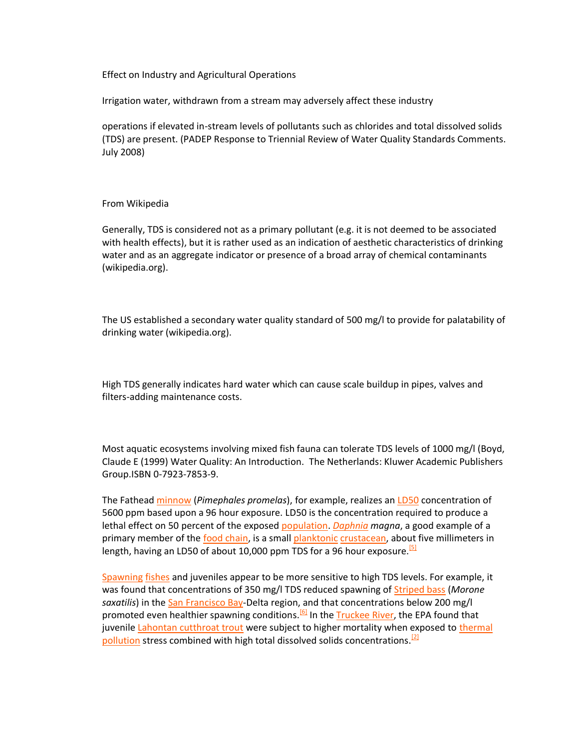Effect on Industry and Agricultural Operations

Irrigation water, withdrawn from a stream may adversely affect these industry

operations if elevated in-stream levels of pollutants such as chlorides and total dissolved solids (TDS) are present. (PADEP Response to Triennial Review of Water Quality Standards Comments. July 2008)

From Wikipedia

Generally, TDS is considered not as a primary pollutant (e.g. it is not deemed to be associated with health effects), but it is rather used as an indication of aesthetic characteristics of drinking water and as an aggregate indicator or presence of a broad array of chemical contaminants (wikipedia.org).

The US established a secondary water quality standard of 500 mg/l to provide for palatability of drinking water (wikipedia.org).

High TDS generally indicates hard water which can cause scale buildup in pipes, valves and filters-adding maintenance costs.

Most aquatic ecosystems involving mixed fish fauna can tolerate TDS levels of 1000 mg/l (Boyd, Claude E (1999) Water Quality: An Introduction. The Netherlands: Kluwer Academic Publishers Group.ISBN 0-7923-7853-9.

The Fathead minnow (*Pimephales promelas*), for example, realizes an LD50 concentration of 5600 ppm based upon a 96 hour exposure. LD50 is the concentration required to produce a lethal effect on 50 percent of the exposed population. *Daphnia magna*, a good example of a primary member of the food chain, is a small planktonic crustacean, about five millimeters in length, having an LD50 of about 10,000 ppm TDS for a 96 hour exposure.[5]

Spawning fishes and juveniles appear to be more sensitive to high TDS levels. For example, it was found that concentrations of 350 mg/l TDS reduced spawning of Striped bass (*Morone saxatilis*) in the San Francisco Bay-Delta region, and that concentrations below 200 mg/l promoted even healthier spawning conditions.[6] In the Truckee River, the EPA found that juvenile Lahontan cutthroat trout were subject to higher mortality when exposed to thermal pollution stress combined with high total dissolved solids concentrations.[2]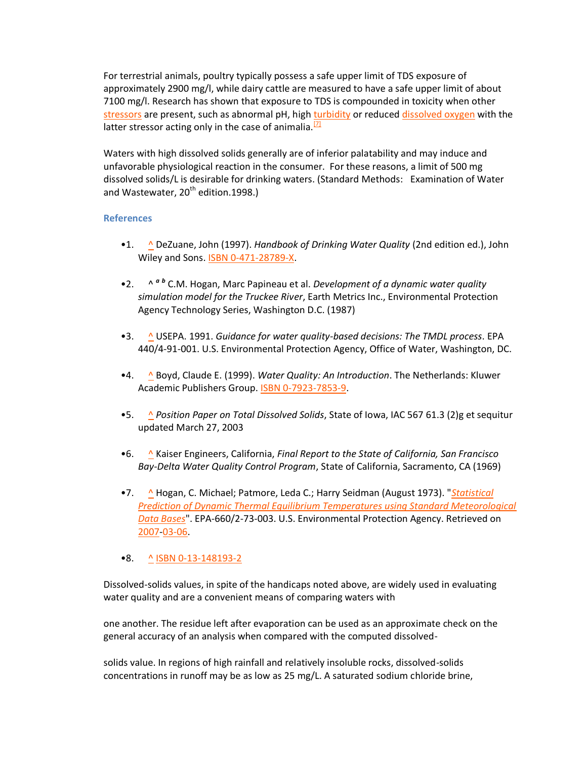For terrestrial animals, poultry typically possess a safe upper limit of TDS exposure of approximately 2900 mg/l, while dairy cattle are measured to have a safe upper limit of about 7100 mg/l. Research has shown that exposure to TDS is compounded in toxicity when other stressors are present, such as abnormal pH, high turbidity or reduced dissolved oxygen with the latter stressor acting only in the case of animalia.[7]

Waters with high dissolved solids generally are of inferior palatability and may induce and unfavorable physiological reaction in the consumer. For these reasons, a limit of 500 mg dissolved solids/L is desirable for drinking waters. (Standard Methods: Examination of Water and Wastewater, 20th edition.1998.)

### References

- 1. ^ DeZuane, John (1997). *Handbook of Drinking Water Quality* (2nd edition ed.), John Wiley and Sons. ISBN 0-471-28789-X.
- 2. ^ *a b* C.M. Hogan, Marc Papineau et al. *Development of a dynamic water quality simulation model for the Truckee River*, Earth Metrics Inc., Environmental Protection Agency Technology Series, Washington D.C. (1987)
- 3. ^ USEPA. 1991. *Guidance for water quality-based decisions: The TMDL process*. EPA 440/4-91-001. U.S. Environmental Protection Agency, Office of Water, Washington, DC.
- 4. ^ Boyd, Claude E. (1999). *Water Quality: An Introduction*. The Netherlands: Kluwer Academic Publishers Group. ISBN 0-7923-7853-9.
- 5. ^ *Position Paper on Total Dissolved Solids*, State of Iowa, IAC 567 61.3 (2)g et sequitur updated March 27, 2003
- 6. ^ Kaiser Engineers, California, *Final Report to the State of California, San Francisco Bay-Delta Water Quality Control Program*, State of California, Sacramento, CA (1969)
- 7. ^ Hogan, C. Michael; Patmore, Leda C.; Harry Seidman (August 1973). "*Statistical Prediction of Dynamic Thermal Equilibrium Temperatures using Standard Meteorological Data Bases*". EPA-660/2-73-003. U.S. Environmental Protection Agency. Retrieved on 2007-03-06.
- 8. ^ ISBN 0-13-148193-2

Dissolved-solids values, in spite of the handicaps noted above, are widely used in evaluating water quality and are a convenient means of comparing waters with

one another. The residue left after evaporation can be used as an approximate check on the general accuracy of an analysis when compared with the computed dissolved-

solids value. In regions of high rainfall and relatively insoluble rocks, dissolved-solids concentrations in runoff may be as low as 25 mg/L. A saturated sodium chloride brine,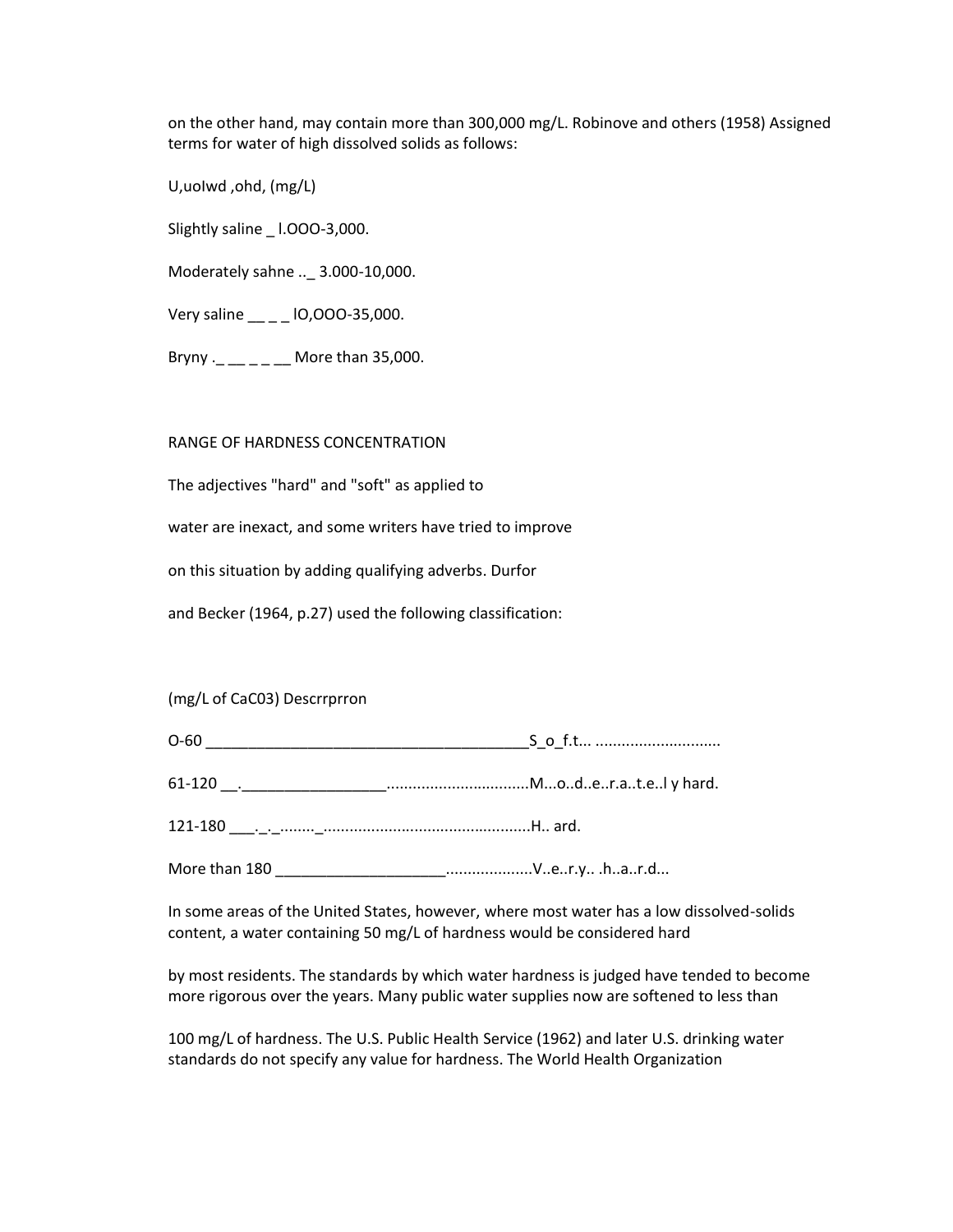on the other hand, may contain more than 300,000 mg/L. Robinove and others (1958) Assigned terms for water of high dissolved solids as follows:

| U,uoIwd ,ohd, (mg/L) | |
|---|---|
| Slightly saline | l.OOO-3,000. |
| Moderately sahne | 3.000-10,000. |
| Very saline | lO,OOO-35,000. |
| Bryny | More than 35,000. |

## RANGE OF HARDNESS CONCENTRATION

The adjectives "hard" and "soft" as applied to water are inexact, and some writers have tried to improve on this situation by adding qualifying adverbs. Durfor and Becker (1964, p.27) used the following classification:

| (mg/L of $CaCO_3$) | Descrrprron |
|---|---|
| O-60 | Soft. |
| 61-120 | Moderately hard. |
| 121-180 | Hard. |
| More than 180 | Very hard. |

In some areas of the United States, however, where most water has a low dissolved-solids content, a water containing 50 mg/L of hardness would be considered hard by most residents. The standards by which water hardness is judged have tended to become more rigorous over the years. Many public water supplies now are softened to less than 100 mg/L of hardness. The U.S. Public Health Service (1962) and later U.S. drinking water standards do not specify any value for hardness. The World Health Organization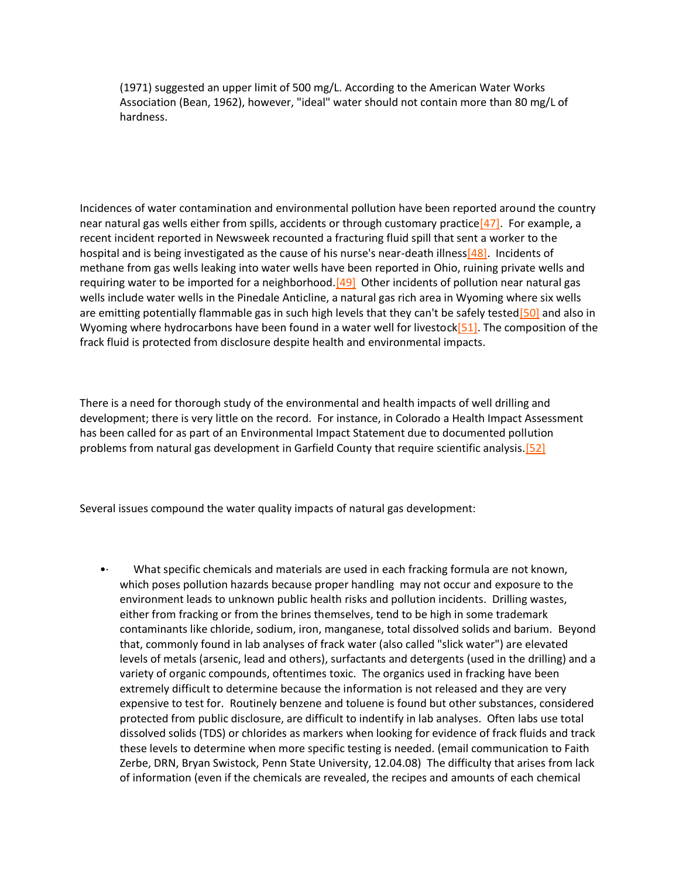(1971) suggested an upper limit of 500 mg/L. According to the American Water Works Association (Bean, 1962), however, "ideal" water should not contain more than 80 mg/L of hardness.

Incidences of water contamination and environmental pollution have been reported around the country near natural gas wells either from spills, accidents or through customary practice[47]. For example, a recent incident reported in Newsweek recounted a fracturing fluid spill that sent a worker to the hospital and is being investigated as the cause of his nurse's near-death illness[48]. Incidents of methane from gas wells leaking into water wells have been reported in Ohio, ruining private wells and requiring water to be imported for a neighborhood.[49] Other incidents of pollution near natural gas wells include water wells in the Pinedale Anticline, a natural gas rich area in Wyoming where six wells are emitting potentially flammable gas in such high levels that they can't be safely tested[50] and also in Wyoming where hydrocarbons have been found in a water well for livestock[51]. The composition of the frack fluid is protected from disclosure despite health and environmental impacts.

There is a need for thorough study of the environmental and health impacts of well drilling and development; there is very little on the record. For instance, in Colorado a Health Impact Assessment has been called for as part of an Environmental Impact Statement due to documented pollution problems from natural gas development in Garfield County that require scientific analysis.[52]

Several issues compound the water quality impacts of natural gas development:

- What specific chemicals and materials are used in each fracking formula are not known, which poses pollution hazards because proper handling may not occur and exposure to the environment leads to unknown public health risks and pollution incidents. Drilling wastes, either from fracking or from the brines themselves, tend to be high in some trademark contaminants like chloride, sodium, iron, manganese, total dissolved solids and barium. Beyond that, commonly found in lab analyses of frack water (also called "slick water") are elevated levels of metals (arsenic, lead and others), surfactants and detergents (used in the drilling) and a variety of organic compounds, oftentimes toxic. The organics used in fracking have been extremely difficult to determine because the information is not released and they are very expensive to test for. Routinely benzene and toluene is found but other substances, considered protected from public disclosure, are difficult to indentify in lab analyses. Often labs use total dissolved solids (TDS) or chlorides as markers when looking for evidence of frack fluids and track these levels to determine when more specific testing is needed. (email communication to Faith Zerbe, DRN, Bryan Swistock, Penn State University, 12.04.08) The difficulty that arises from lack of information (even if the chemicals are revealed, the recipes and amounts of each chemical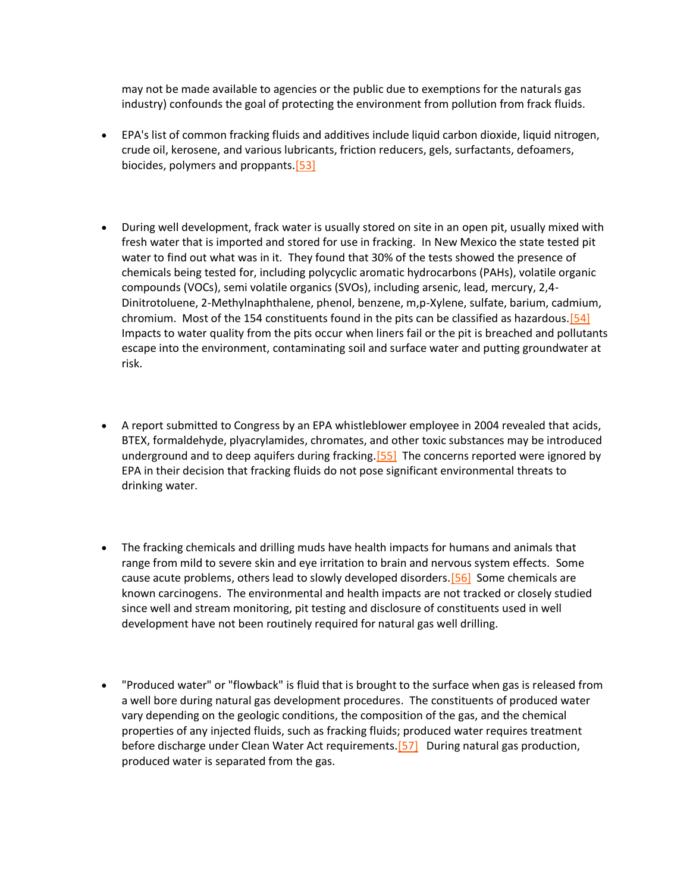may not be made available to agencies or the public due to exemptions for the naturals gas industry) confounds the goal of protecting the environment from pollution from frack fluids.

- EPA's list of common fracking fluids and additives include liquid carbon dioxide, liquid nitrogen, crude oil, kerosene, and various lubricants, friction reducers, gels, surfactants, defoamers, biocides, polymers and proppants.[53]

- During well development, frack water is usually stored on site in an open pit, usually mixed with fresh water that is imported and stored for use in fracking. In New Mexico the state tested pit water to find out what was in it. They found that 30% of the tests showed the presence of chemicals being tested for, including polycyclic aromatic hydrocarbons (PAHs), volatile organic compounds (VOCs), semi volatile organics (SVOs), including arsenic, lead, mercury, 2,4-Dinitrotoluene, 2-Methylnaphthalene, phenol, benzene, m,p-Xylene, sulfate, barium, cadmium, chromium. Most of the 154 constituents found in the pits can be classified as hazardous.[54] Impacts to water quality from the pits occur when liners fail or the pit is breached and pollutants escape into the environment, contaminating soil and surface water and putting groundwater at risk.

- A report submitted to Congress by an EPA whistleblower employee in 2004 revealed that acids, BTEX, formaldehyde, plyacrylamides, chromates, and other toxic substances may be introduced underground and to deep aquifers during fracking.[55] The concerns reported were ignored by EPA in their decision that fracking fluids do not pose significant environmental threats to drinking water.

- The fracking chemicals and drilling muds have health impacts for humans and animals that range from mild to severe skin and eye irritation to brain and nervous system effects. Some cause acute problems, others lead to slowly developed disorders.[56] Some chemicals are known carcinogens. The environmental and health impacts are not tracked or closely studied since well and stream monitoring, pit testing and disclosure of constituents used in well development have not been routinely required for natural gas well drilling.

- "Produced water" or "flowback" is fluid that is brought to the surface when gas is released from a well bore during natural gas development procedures. The constituents of produced water vary depending on the geologic conditions, the composition of the gas, and the chemical properties of any injected fluids, such as fracking fluids; produced water requires treatment before discharge under Clean Water Act requirements.[57] During natural gas production, produced water is separated from the gas.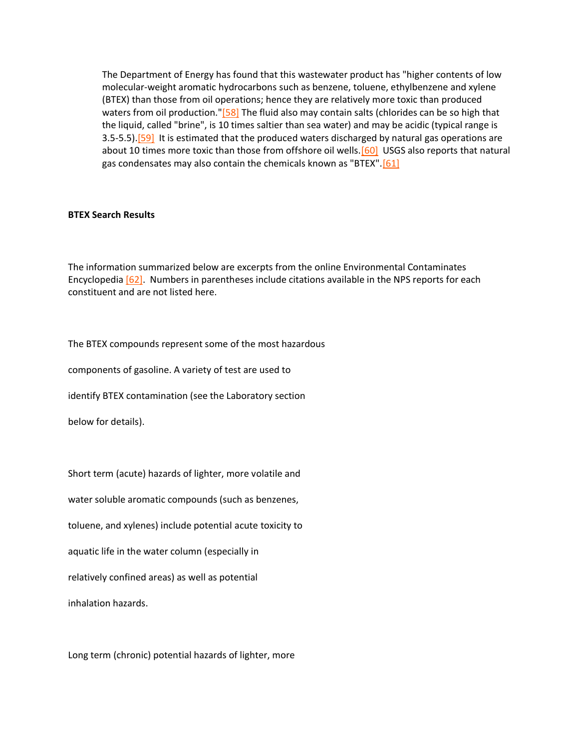> The Department of Energy has found that this wastewater product has "higher contents of low molecular-weight aromatic hydrocarbons such as benzene, toluene, ethylbenzene and xylene (BTEX) than those from oil operations; hence they are relatively more toxic than produced waters from oil production."[58] The fluid also may contain salts (chlorides can be so high that the liquid, called "brine", is 10 times saltier than sea water) and may be acidic (typical range is 3.5-5.5).[59] It is estimated that the produced waters discharged by natural gas operations are about 10 times more toxic than those from offshore oil wells.[60] USGS also reports that natural gas condensates may also contain the chemicals known as "BTEX".[61]

**BTEX Search Results**

The information summarized below are excerpts from the online Environmental Contaminates Encyclopedia [62]. Numbers in parentheses include citations available in the NPS reports for each constituent and are not listed here.

The BTEX compounds represent some of the most hazardous components of gasoline. A variety of test are used to identify BTEX contamination (see the Laboratory section below for details).

Short term (acute) hazards of lighter, more volatile and water soluble aromatic compounds (such as benzenes, toluene, and xylenes) include potential acute toxicity to aquatic life in the water column (especially in relatively confined areas) as well as potential inhalation hazards.

Long term (chronic) potential hazards of lighter, more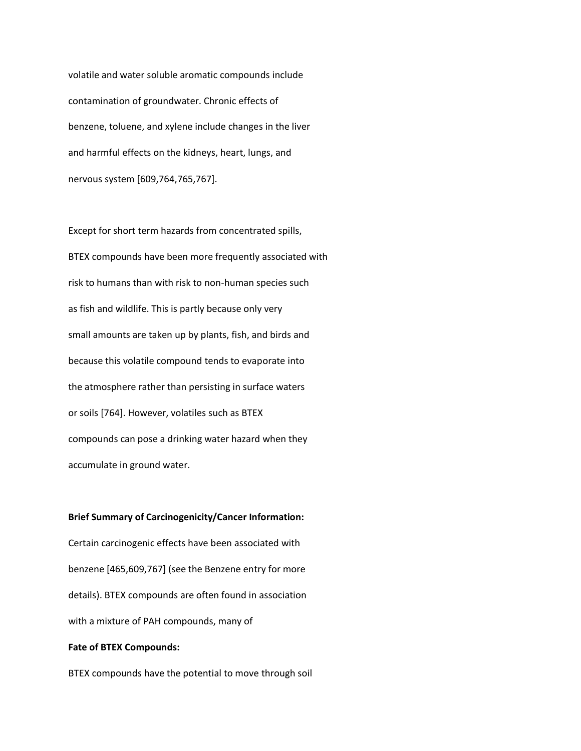volatile and water soluble aromatic compounds include contamination of groundwater. Chronic effects of benzene, toluene, and xylene include changes in the liver and harmful effects on the kidneys, heart, lungs, and nervous system [609,764,765,767].

Except for short term hazards from concentrated spills, BTEX compounds have been more frequently associated with risk to humans than with risk to non-human species such as fish and wildlife. This is partly because only very small amounts are taken up by plants, fish, and birds and because this volatile compound tends to evaporate into the atmosphere rather than persisting in surface waters or soils [764]. However, volatiles such as BTEX compounds can pose a drinking water hazard when they accumulate in ground water.

**Brief Summary of Carcinogenicity/Cancer Information:**

Certain carcinogenic effects have been associated with benzene [465,609,767] (see the Benzene entry for more details). BTEX compounds are often found in association with a mixture of PAH compounds, many of

**Fate of BTEX Compounds:**

BTEX compounds have the potential to move through soil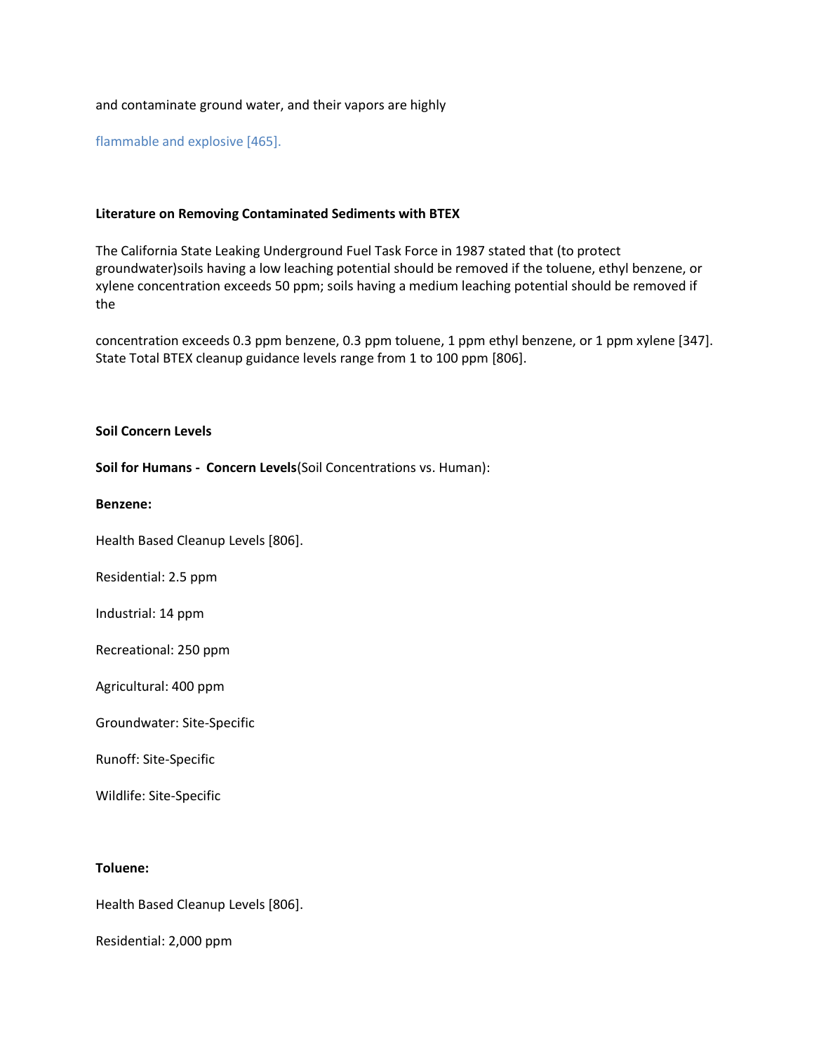and contaminate ground water, and their vapors are highly

flammable and explosive [465].

**Literature on Removing Contaminated Sediments with BTEX**

The California State Leaking Underground Fuel Task Force in 1987 stated that (to protect groundwater)soils having a low leaching potential should be removed if the toluene, ethyl benzene, or xylene concentration exceeds 50 ppm; soils having a medium leaching potential should be removed if the

concentration exceeds 0.3 ppm benzene, 0.3 ppm toluene, 1 ppm ethyl benzene, or 1 ppm xylene [347]. State Total BTEX cleanup guidance levels range from 1 to 100 ppm [806].

**Soil Concern Levels**

**Soil for Humans - Concern Levels**(Soil Concentrations vs. Human):

**Benzene:**

Health Based Cleanup Levels [806].

Residential: 2.5 ppm

Industrial: 14 ppm

Recreational: 250 ppm

Agricultural: 400 ppm

Groundwater: Site-Specific

Runoff: Site-Specific

Wildlife: Site-Specific

**Toluene:**

Health Based Cleanup Levels [806].

Residential: 2,000 ppm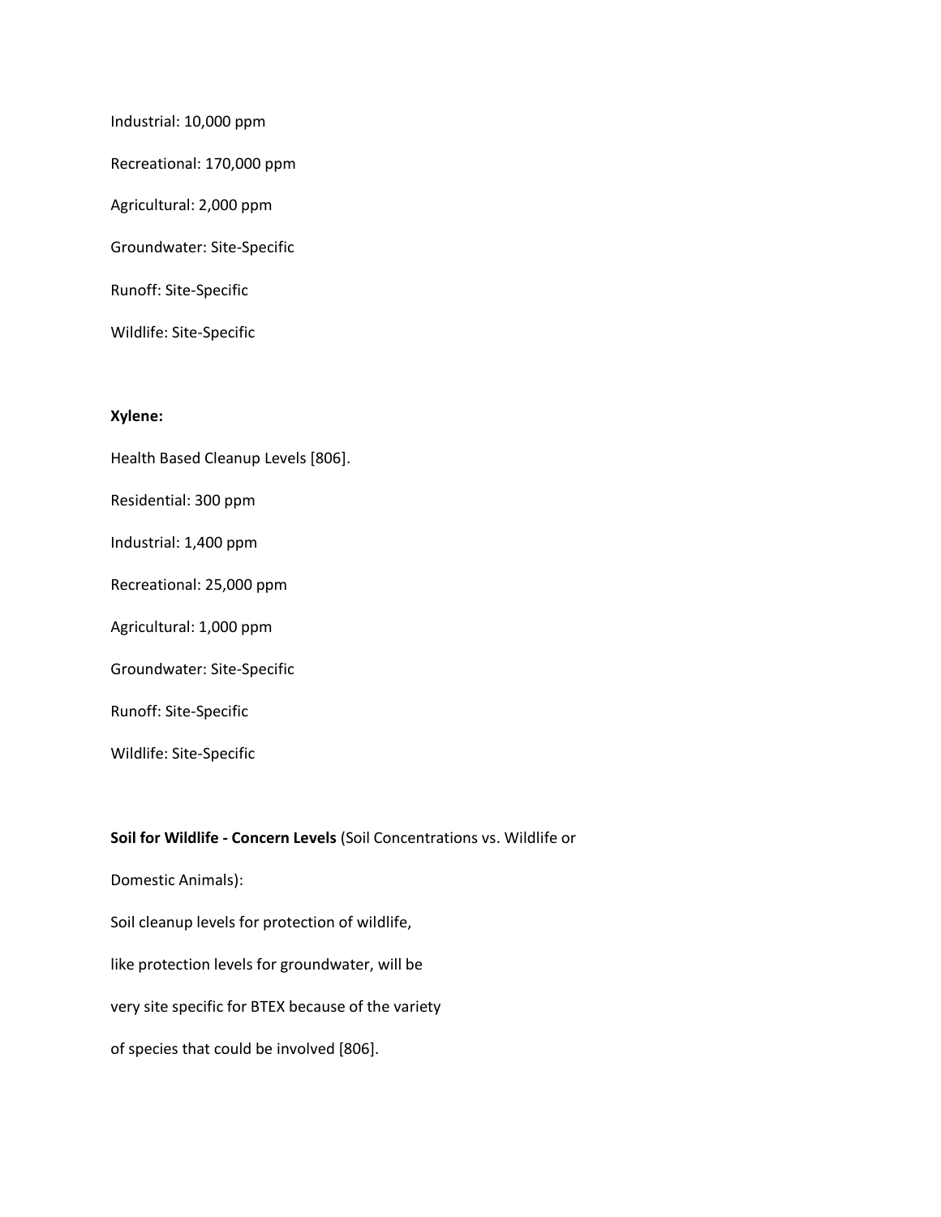Industrial: 10,000 ppm

Recreational: 170,000 ppm

Agricultural: 2,000 ppm

Groundwater: Site-Specific

Runoff: Site-Specific

Wildlife: Site-Specific

**Xylene:**

Health Based Cleanup Levels [806].

Residential: 300 ppm

Industrial: 1,400 ppm

Recreational: 25,000 ppm

Agricultural: 1,000 ppm

Groundwater: Site-Specific

Runoff: Site-Specific

Wildlife: Site-Specific

**Soil for Wildlife - Concern Levels** (Soil Concentrations vs. Wildlife or Domestic Animals):

Soil cleanup levels for protection of wildlife, like protection levels for groundwater, will be very site specific for BTEX because of the variety of species that could be involved [806].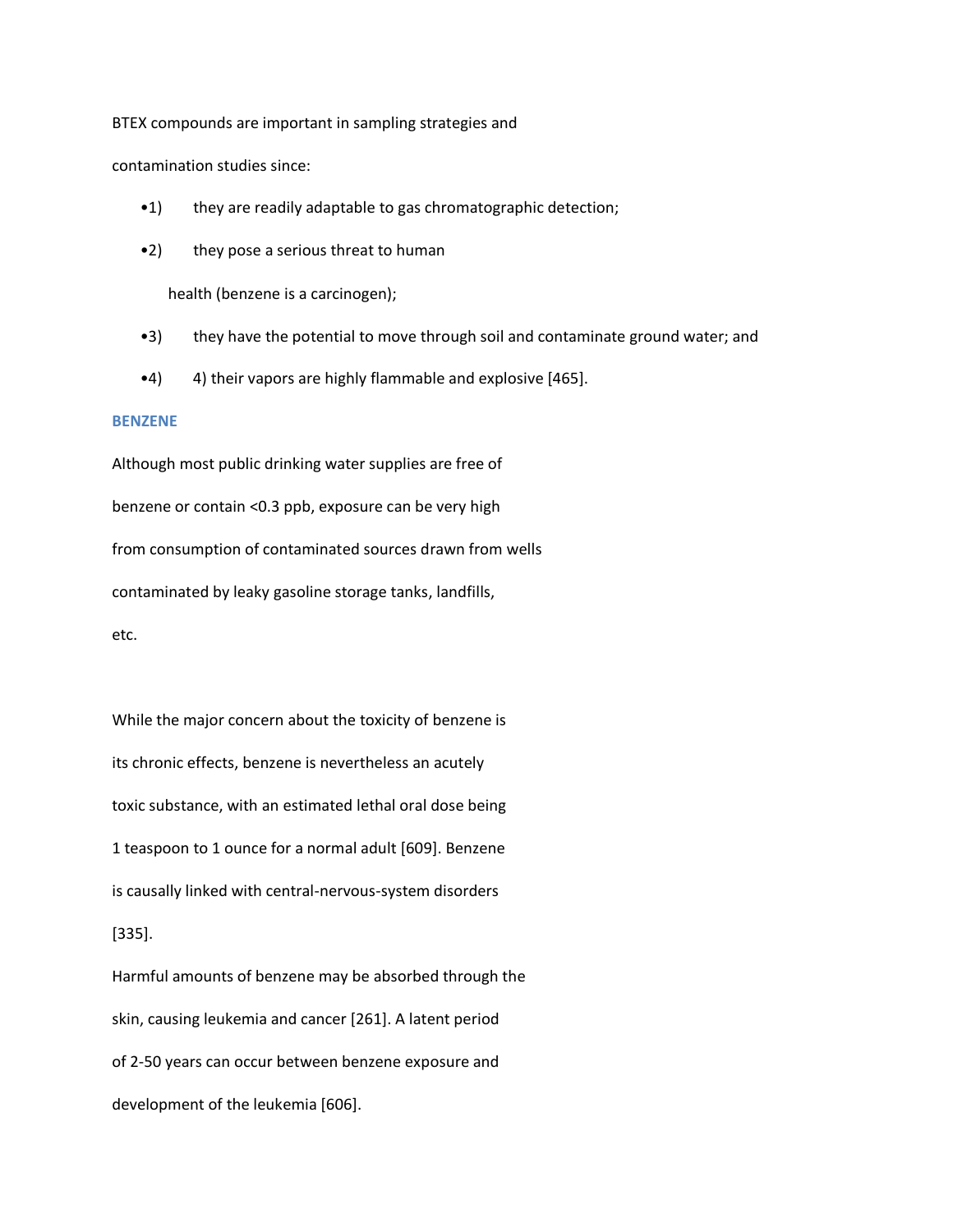BTEX compounds are important in sampling strategies and contamination studies since:

- •1) they are readily adaptable to gas chromatographic detection;
- •2) they pose a serious threat to human health (benzene is a carcinogen);
- •3) they have the potential to move through soil and contaminate ground water; and
- •4) 4) their vapors are highly flammable and explosive [465].

### BENZENE

Although most public drinking water supplies are free of benzene or contain <0.3 ppb, exposure can be very high from consumption of contaminated sources drawn from wells contaminated by leaky gasoline storage tanks, landfills, etc.

While the major concern about the toxicity of benzene is its chronic effects, benzene is nevertheless an acutely toxic substance, with an estimated lethal oral dose being 1 teaspoon to 1 ounce for a normal adult [609]. Benzene is causally linked with central-nervous-system disorders [335].

Harmful amounts of benzene may be absorbed through the skin, causing leukemia and cancer [261]. A latent period of 2-50 years can occur between benzene exposure and development of the leukemia [606].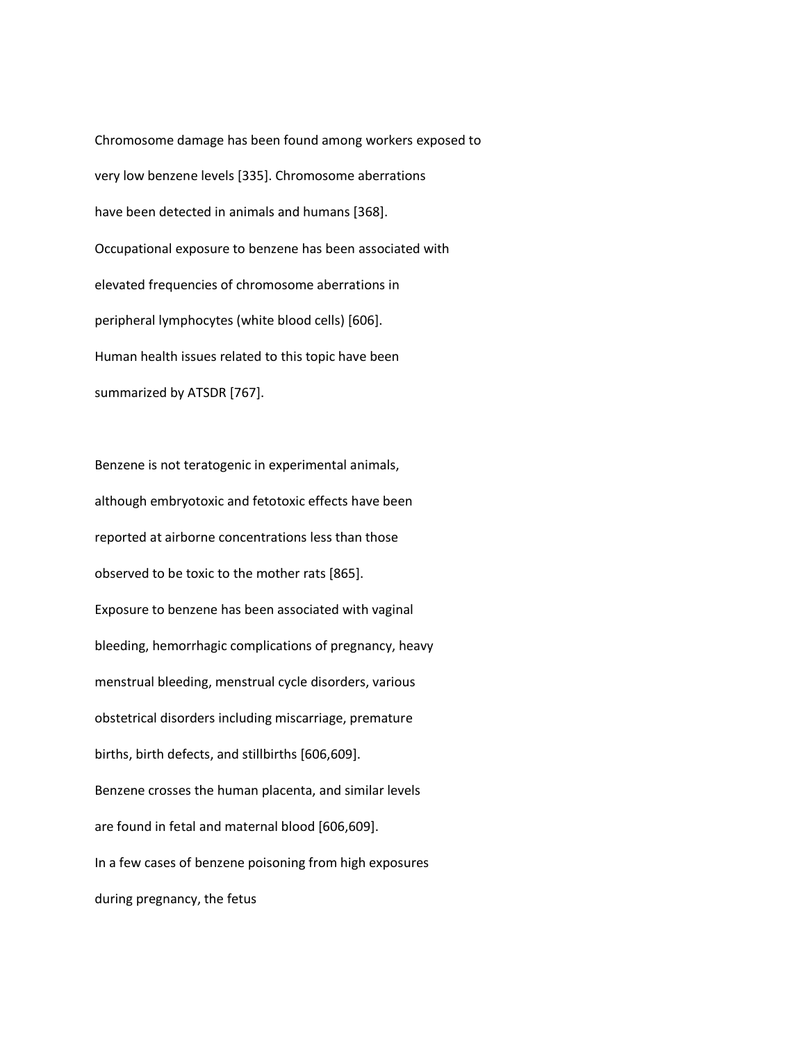Chromosome damage has been found among workers exposed to very low benzene levels [335]. Chromosome aberrations have been detected in animals and humans [368]. Occupational exposure to benzene has been associated with elevated frequencies of chromosome aberrations in peripheral lymphocytes (white blood cells) [606]. Human health issues related to this topic have been summarized by ATSDR [767].

Benzene is not teratogenic in experimental animals, although embryotoxic and fetotoxic effects have been reported at airborne concentrations less than those observed to be toxic to the mother rats [865]. Exposure to benzene has been associated with vaginal bleeding, hemorrhagic complications of pregnancy, heavy menstrual bleeding, menstrual cycle disorders, various obstetrical disorders including miscarriage, premature births, birth defects, and stillbirths [606,609]. Benzene crosses the human placenta, and similar levels are found in fetal and maternal blood [606,609]. In a few cases of benzene poisoning from high exposures during pregnancy, the fetus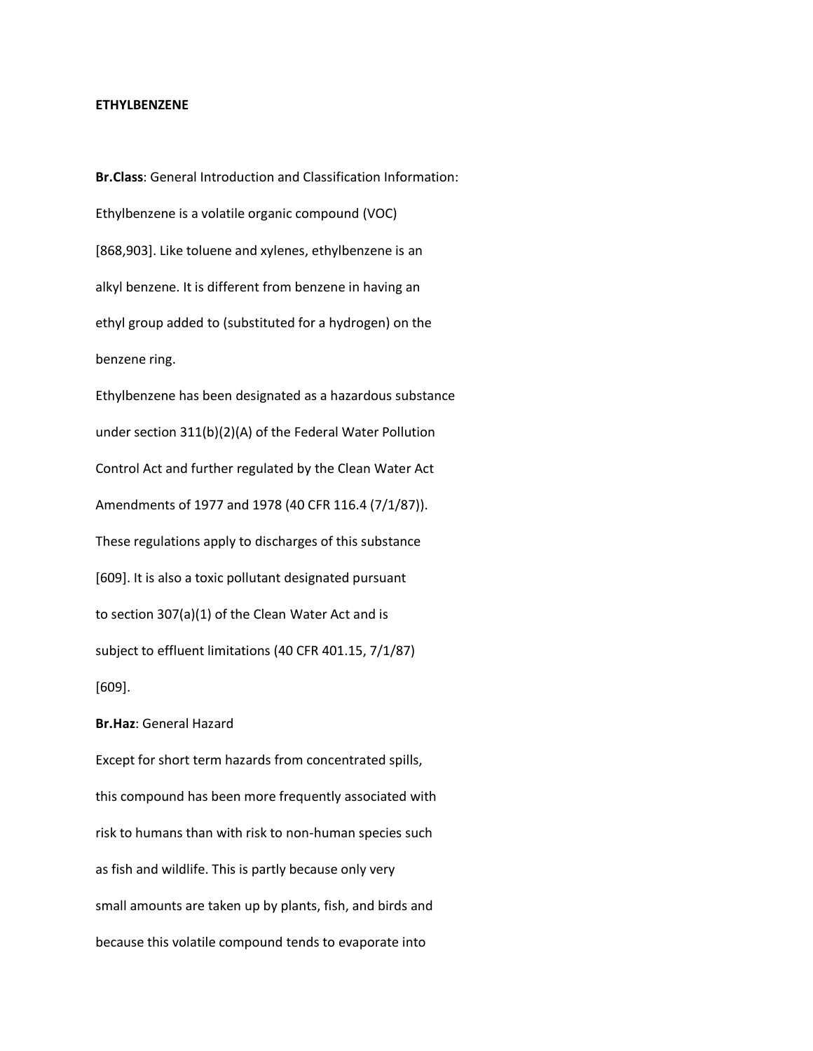**ETHYLBENZENE**

**Br.Class**: General Introduction and Classification Information:

Ethylbenzene is a volatile organic compound (VOC) [868,903]. Like toluene and xylenes, ethylbenzene is an alkyl benzene. It is different from benzene in having an ethyl group added to (substituted for a hydrogen) on the benzene ring.

Ethylbenzene has been designated as a hazardous substance under section 311(b)(2)(A) of the Federal Water Pollution Control Act and further regulated by the Clean Water Act Amendments of 1977 and 1978 (40 CFR 116.4 (7/1/87)). These regulations apply to discharges of this substance [609]. It is also a toxic pollutant designated pursuant to section 307(a)(1) of the Clean Water Act and is subject to effluent limitations (40 CFR 401.15, 7/1/87) [609].

**Br.Haz**: General Hazard

Except for short term hazards from concentrated spills, this compound has been more frequently associated with risk to humans than with risk to non-human species such as fish and wildlife. This is partly because only very small amounts are taken up by plants, fish, and birds and because this volatile compound tends to evaporate into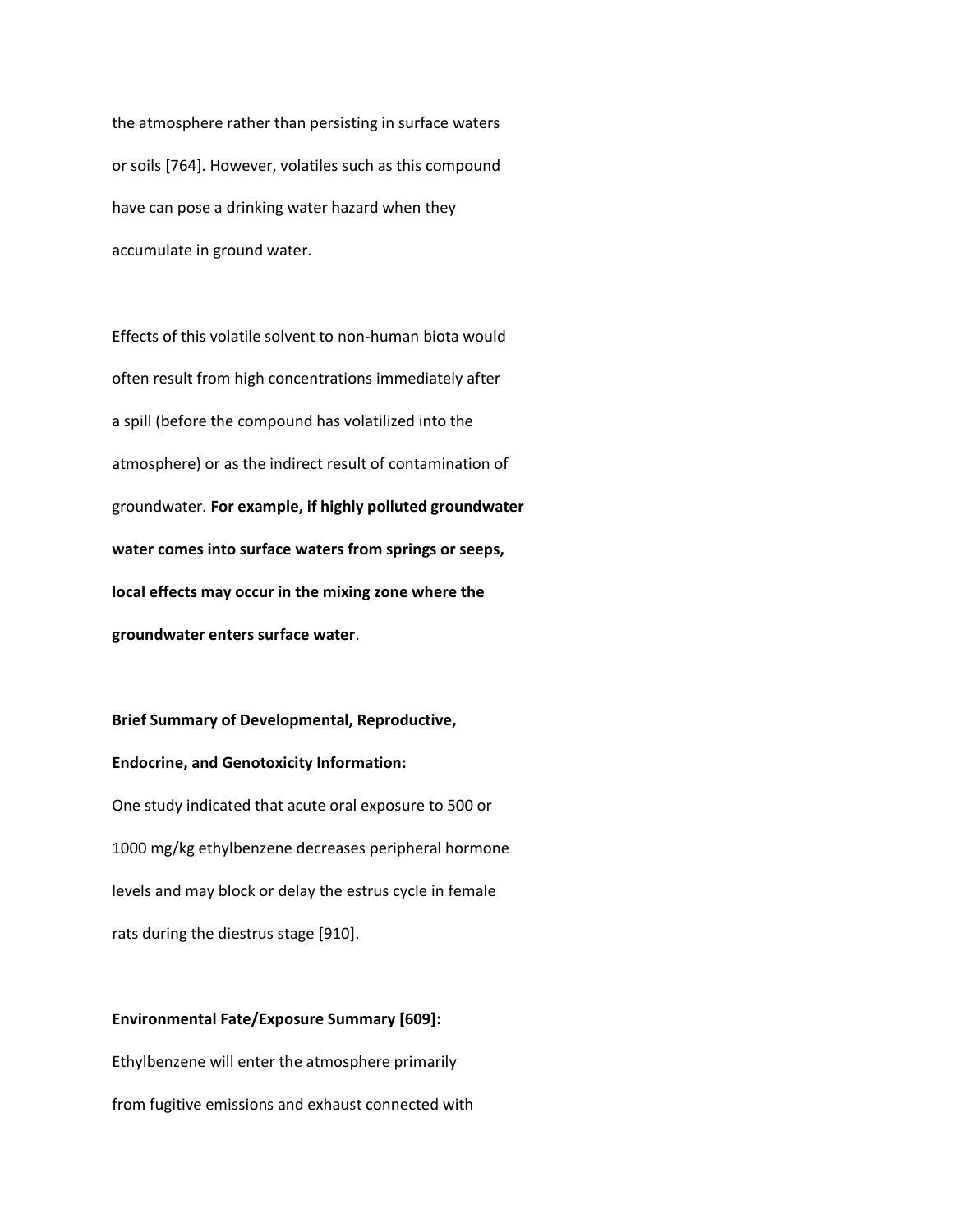the atmosphere rather than persisting in surface waters or soils [764]. However, volatiles such as this compound have can pose a drinking water hazard when they accumulate in ground water.

Effects of this volatile solvent to non-human biota would often result from high concentrations immediately after a spill (before the compound has volatilized into the atmosphere) or as the indirect result of contamination of groundwater. **For example, if highly polluted groundwater water comes into surface waters from springs or seeps, local effects may occur in the mixing zone where the groundwater enters surface water**.

**Brief Summary of Developmental, Reproductive, Endocrine, and Genotoxicity Information:**

One study indicated that acute oral exposure to 500 or 1000 mg/kg ethylbenzene decreases peripheral hormone levels and may block or delay the estrus cycle in female rats during the diestrus stage [910].

**Environmental Fate/Exposure Summary [609]:**

Ethylbenzene will enter the atmosphere primarily from fugitive emissions and exhaust connected with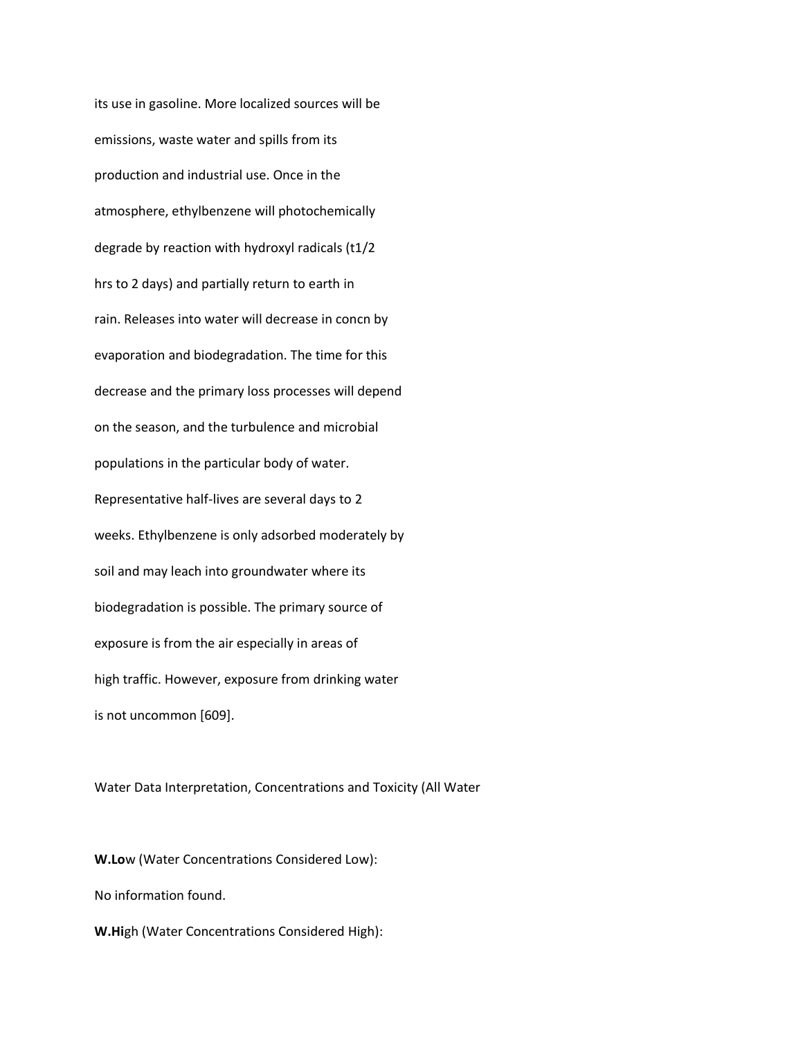its use in gasoline. More localized sources will be emissions, waste water and spills from its production and industrial use. Once in the atmosphere, ethylbenzene will photochemically degrade by reaction with hydroxyl radicals (t1/2 hrs to 2 days) and partially return to earth in rain. Releases into water will decrease in concn by evaporation and biodegradation. The time for this decrease and the primary loss processes will depend on the season, and the turbulence and microbial populations in the particular body of water. Representative half-lives are several days to 2 weeks. Ethylbenzene is only adsorbed moderately by soil and may leach into groundwater where its biodegradation is possible. The primary source of exposure is from the air especially in areas of high traffic. However, exposure from drinking water is not uncommon [609].

Water Data Interpretation, Concentrations and Toxicity (All Water

**W.Lo**w (Water Concentrations Considered Low):

No information found.

**W.Hi**gh (Water Concentrations Considered High):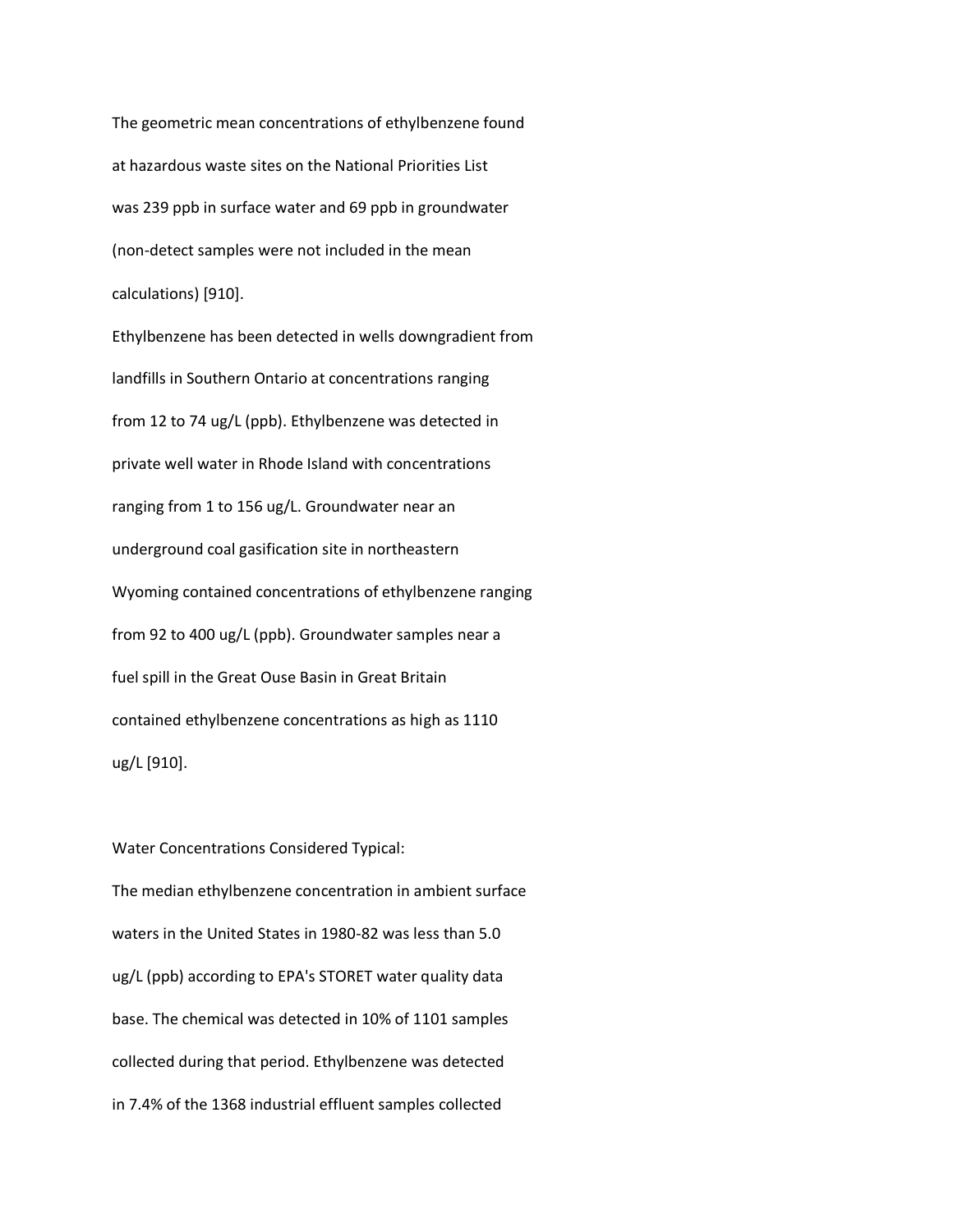The geometric mean concentrations of ethylbenzene found at hazardous waste sites on the National Priorities List was 239 ppb in surface water and 69 ppb in groundwater (non-detect samples were not included in the mean calculations) [910].

Ethylbenzene has been detected in wells downgradient from landfills in Southern Ontario at concentrations ranging from 12 to 74 ug/L (ppb). Ethylbenzene was detected in private well water in Rhode Island with concentrations ranging from 1 to 156 ug/L. Groundwater near an underground coal gasification site in northeastern Wyoming contained concentrations of ethylbenzene ranging from 92 to 400 ug/L (ppb). Groundwater samples near a fuel spill in the Great Ouse Basin in Great Britain contained ethylbenzene concentrations as high as 1110 ug/L [910].

Water Concentrations Considered Typical:

The median ethylbenzene concentration in ambient surface waters in the United States in 1980-82 was less than 5.0 ug/L (ppb) according to EPA's STORET water quality data base. The chemical was detected in 10% of 1101 samples collected during that period. Ethylbenzene was detected in 7.4% of the 1368 industrial effluent samples collected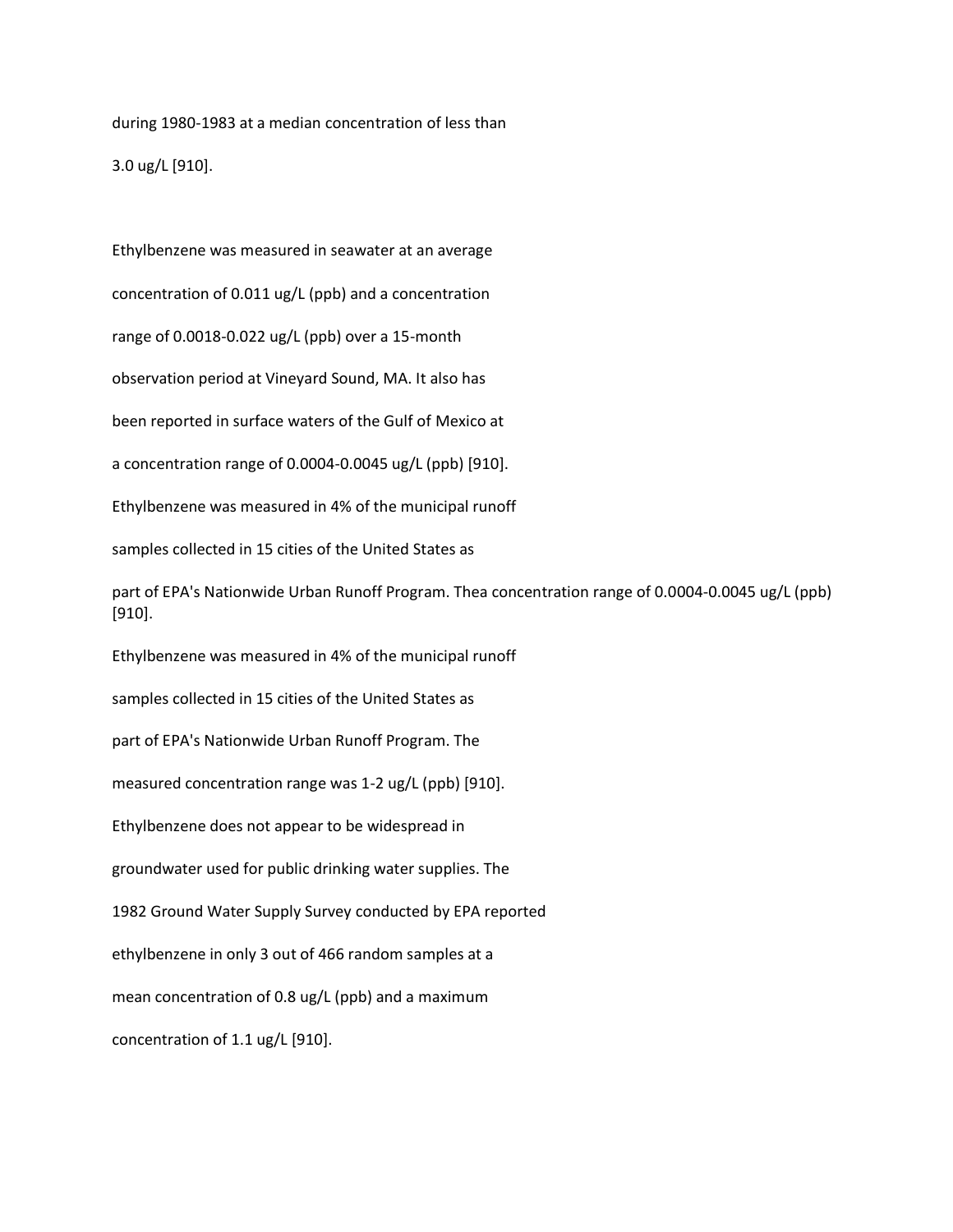during 1980-1983 at a median concentration of less than 3.0 ug/L [910].

Ethylbenzene was measured in seawater at an average concentration of 0.011 ug/L (ppb) and a concentration range of 0.0018-0.022 ug/L (ppb) over a 15-month observation period at Vineyard Sound, MA. It also has been reported in surface waters of the Gulf of Mexico at a concentration range of 0.0004-0.0045 ug/L (ppb) [910]. Ethylbenzene was measured in 4% of the municipal runoff samples collected in 15 cities of the United States as part of EPA's Nationwide Urban Runoff Program. Thea concentration range of 0.0004-0.0045 ug/L (ppb) [910].

Ethylbenzene was measured in 4% of the municipal runoff samples collected in 15 cities of the United States as part of EPA's Nationwide Urban Runoff Program. The measured concentration range was 1-2 ug/L (ppb) [910].

Ethylbenzene does not appear to be widespread in groundwater used for public drinking water supplies. The 1982 Ground Water Supply Survey conducted by EPA reported ethylbenzene in only 3 out of 466 random samples at a mean concentration of 0.8 ug/L (ppb) and a maximum concentration of 1.1 ug/L [910].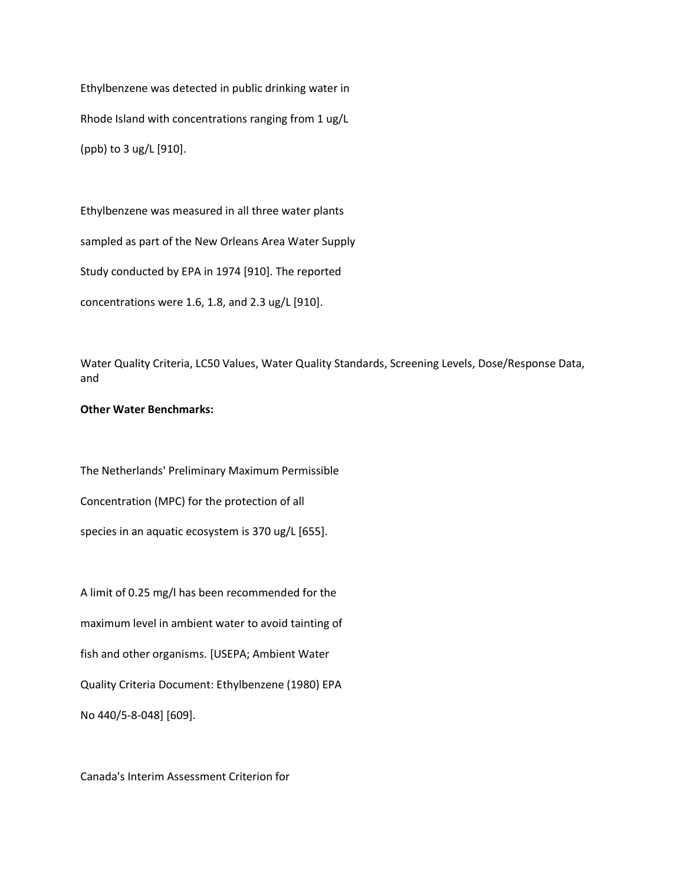Ethylbenzene was detected in public drinking water in Rhode Island with concentrations ranging from 1 ug/L (ppb) to 3 ug/L [910].

Ethylbenzene was measured in all three water plants sampled as part of the New Orleans Area Water Supply Study conducted by EPA in 1974 [910]. The reported concentrations were 1.6, 1.8, and 2.3 ug/L [910].

Water Quality Criteria, LC50 Values, Water Quality Standards, Screening Levels, Dose/Response Data, and

**Other Water Benchmarks:**

The Netherlands' Preliminary Maximum Permissible Concentration (MPC) for the protection of all species in an aquatic ecosystem is 370 ug/L [655].

A limit of 0.25 mg/l has been recommended for the maximum level in ambient water to avoid tainting of fish and other organisms. [USEPA; Ambient Water Quality Criteria Document: Ethylbenzene (1980) EPA No 440/5-8-048] [609].

Canada's Interim Assessment Criterion for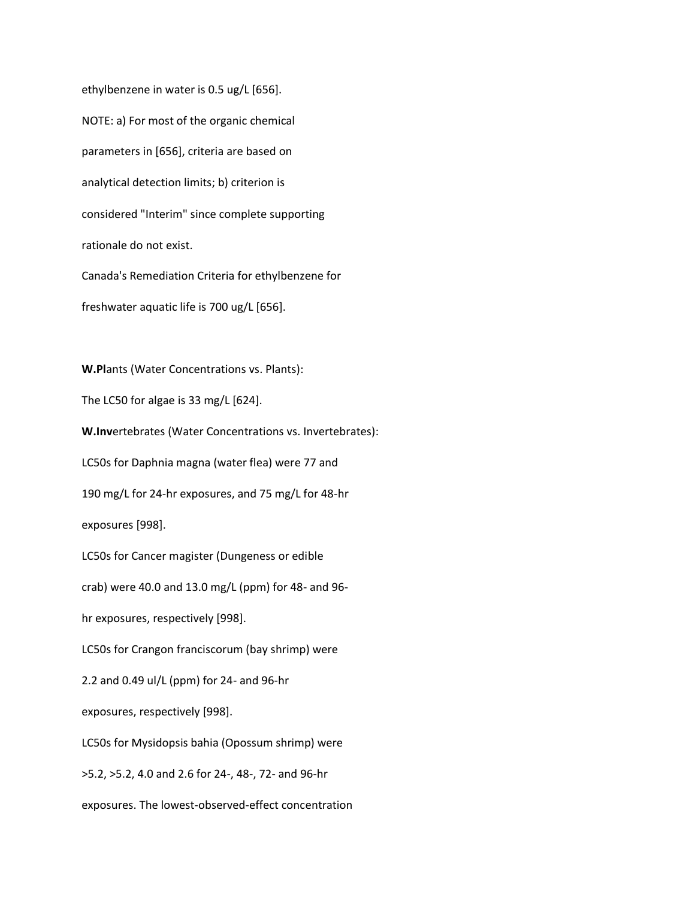ethylbenzene in water is 0.5 ug/L [656].

NOTE: a) For most of the organic chemical parameters in [656], criteria are based on analytical detection limits; b) criterion is considered "Interim" since complete supporting rationale do not exist.

Canada's Remediation Criteria for ethylbenzene for freshwater aquatic life is 700 ug/L [656].

**W.Pl**ants (Water Concentrations vs. Plants):

The LC50 for algae is 33 mg/L [624].

**W.Inv**ertebrates (Water Concentrations vs. Invertebrates):

LC50s for Daphnia magna (water flea) were 77 and 190 mg/L for 24-hr exposures, and 75 mg/L for 48-hr exposures [998].

LC50s for Cancer magister (Dungeness or edible crab) were 40.0 and 13.0 mg/L (ppm) for 48- and 96-hr exposures, respectively [998].

LC50s for Crangon franciscorum (bay shrimp) were 2.2 and 0.49 ul/L (ppm) for 24- and 96-hr exposures, respectively [998].

LC50s for Mysidopsis bahia (Opossum shrimp) were >5.2, >5.2, 4.0 and 2.6 for 24-, 48-, 72- and 96-hr exposures. The lowest-observed-effect concentration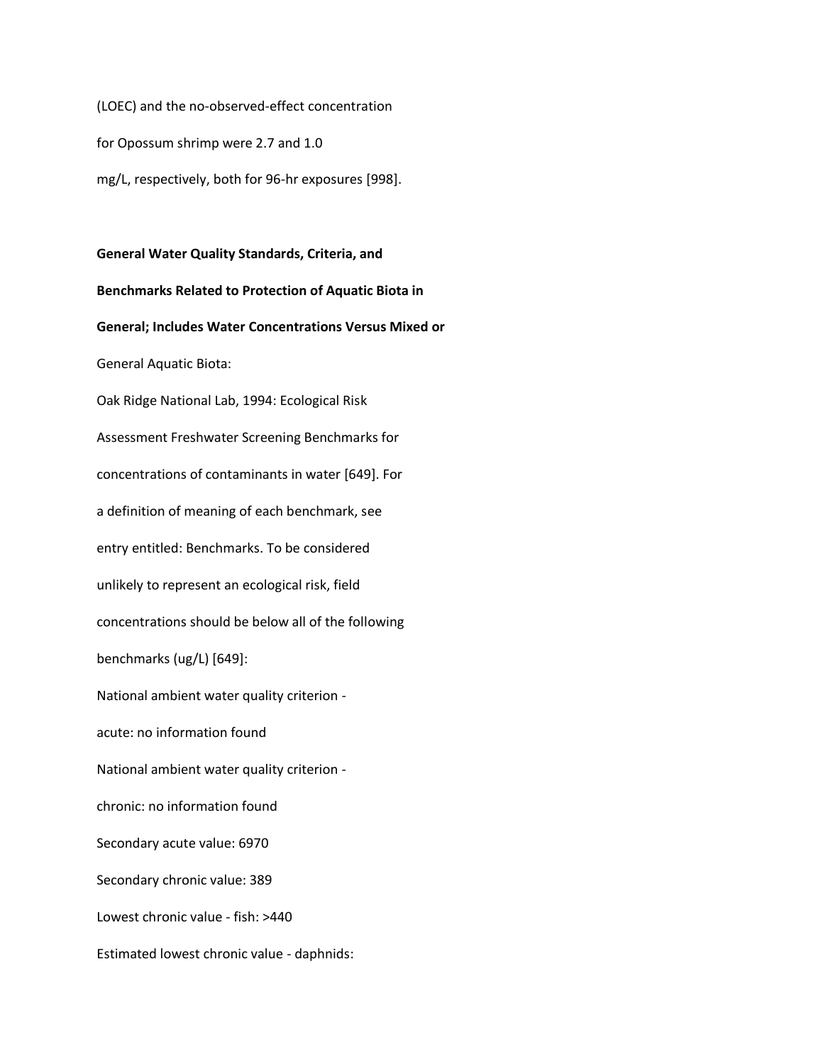(LOEC) and the no-observed-effect concentration for Opossum shrimp were 2.7 and 1.0 mg/L, respectively, both for 96-hr exposures [998].

**General Water Quality Standards, Criteria, and Benchmarks Related to Protection of Aquatic Biota in General; Includes Water Concentrations Versus Mixed or** General Aquatic Biota:

Oak Ridge National Lab, 1994: Ecological Risk Assessment Freshwater Screening Benchmarks for concentrations of contaminants in water [649]. For a definition of meaning of each benchmark, see entry entitled: Benchmarks. To be considered unlikely to represent an ecological risk, field concentrations should be below all of the following benchmarks (ug/L) [649]:

National ambient water quality criterion - acute: no information found

National ambient water quality criterion - chronic: no information found

Secondary acute value: 6970

Secondary chronic value: 389

Lowest chronic value - fish: >440

Estimated lowest chronic value - daphnids: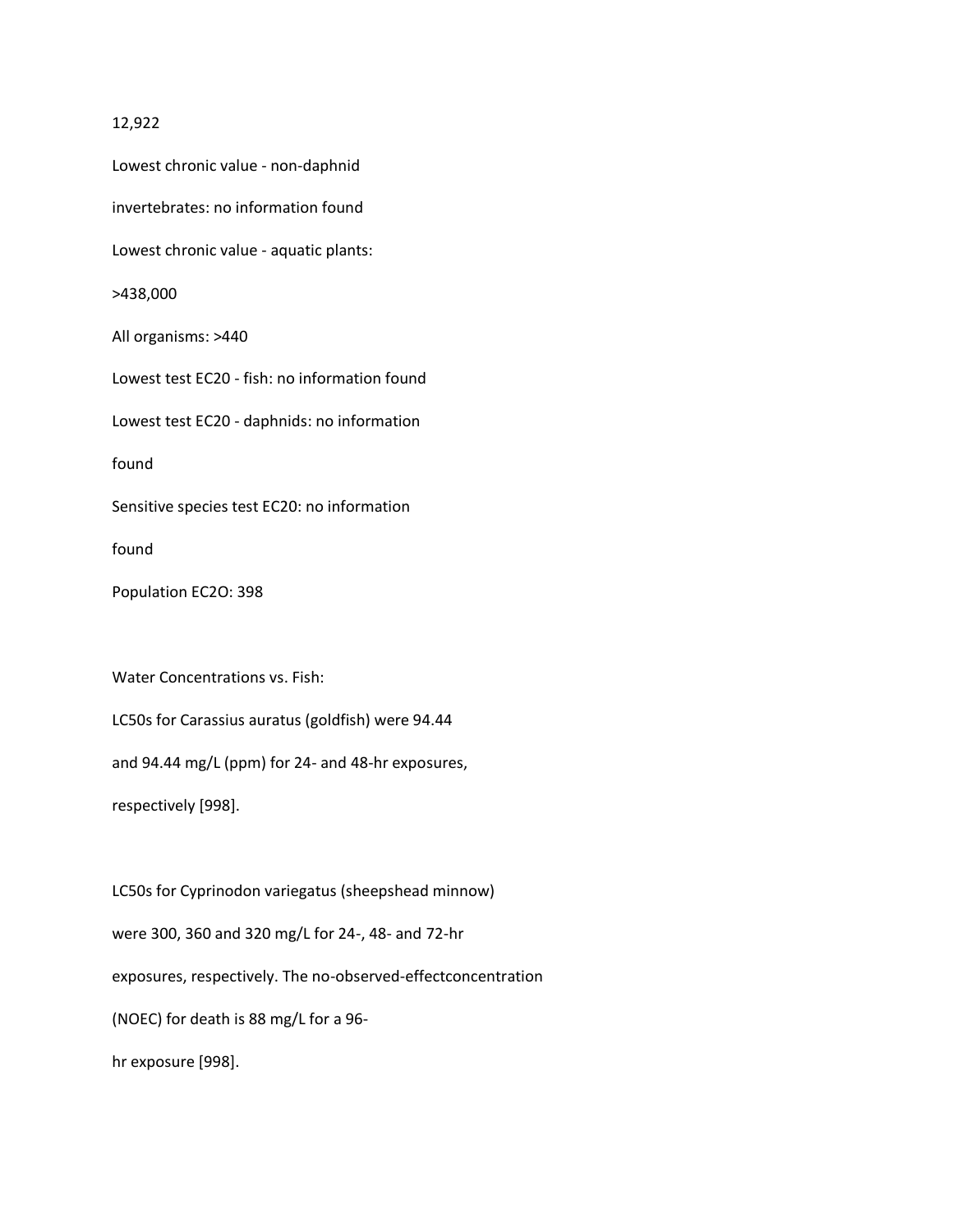12,922

Lowest chronic value - non-daphnid invertebrates: no information found

Lowest chronic value - aquatic plants: >438,000

All organisms: >440

Lowest test EC20 - fish: no information found

Lowest test EC20 - daphnids: no information found

Sensitive species test EC20: no information found

Population EC2O: 398

Water Concentrations vs. Fish:

LC50s for Carassius auratus (goldfish) were 94.44 and 94.44 mg/L (ppm) for 24- and 48-hr exposures, respectively [998].

LC50s for Cyprinodon variegatus (sheepshead minnow) were 300, 360 and 320 mg/L for 24-, 48- and 72-hr exposures, respectively. The no-observed-effectconcentration (NOEC) for death is 88 mg/L for a 96-hr exposure [998].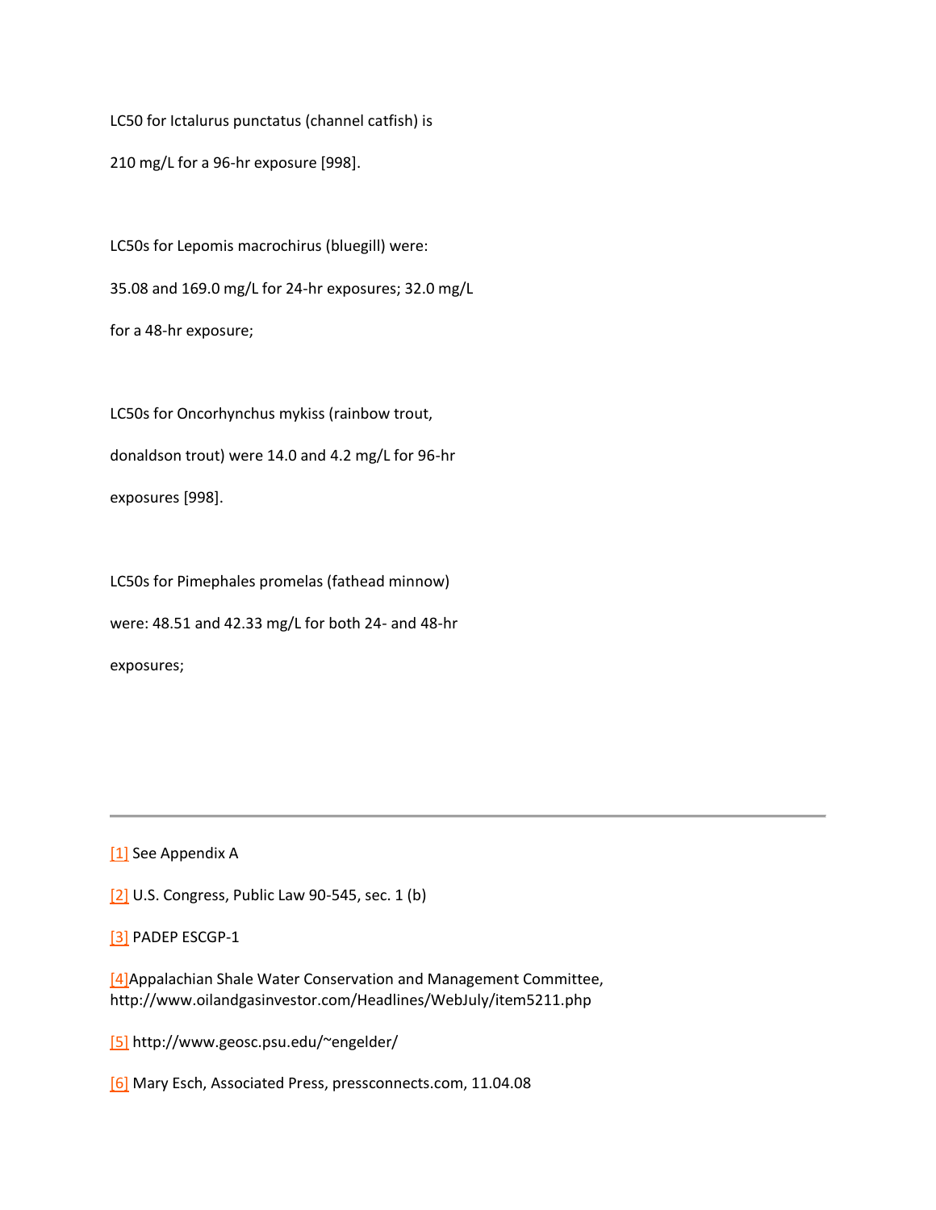LC50 for Ictalurus punctatus (channel catfish) is

210 mg/L for a 96-hr exposure [998].

LC50s for Lepomis macrochirus (bluegill) were:

35.08 and 169.0 mg/L for 24-hr exposures; 32.0 mg/L

for a 48-hr exposure;

LC50s for Oncorhynchus mykiss (rainbow trout,

donaldson trout) were 14.0 and 4.2 mg/L for 96-hr

exposures [998].

LC50s for Pimephales promelas (fathead minnow)

were: 48.51 and 42.33 mg/L for both 24- and 48-hr

exposures;

---

[1] See Appendix A

[2] U.S. Congress, Public Law 90-545, sec. 1 (b)

[3] PADEP ESCGP-1

[4] Appalachian Shale Water Conservation and Management Committee, http://www.oilandgasinvestor.com/Headlines/WebJuly/item5211.php

[5] http://www.geosc.psu.edu/~engelder/

[6] Mary Esch, Associated Press, pressconnects.com, 11.04.08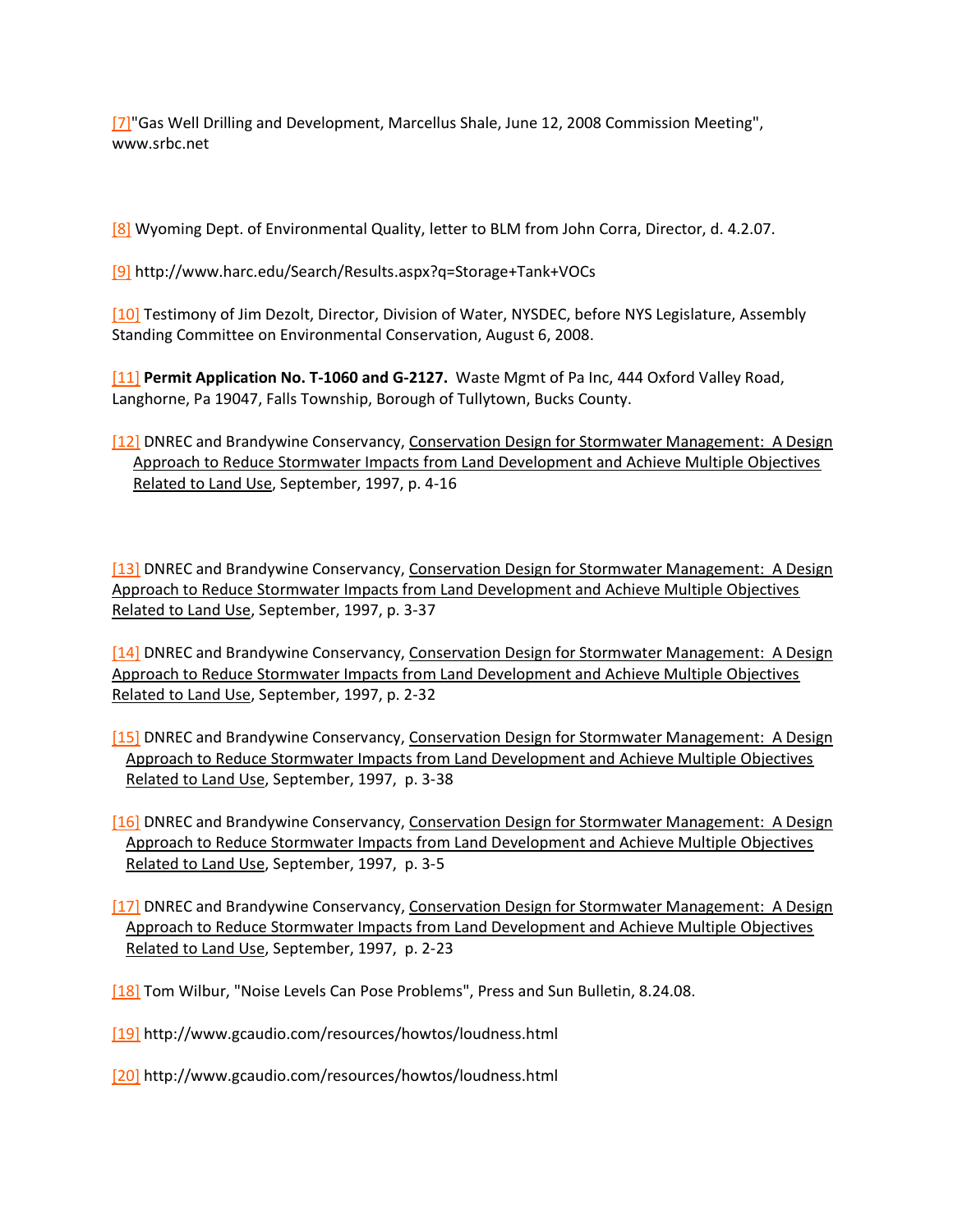[7]"Gas Well Drilling and Development, Marcellus Shale, June 12, 2008 Commission Meeting", www.srbc.net

[8] Wyoming Dept. of Environmental Quality, letter to BLM from John Corra, Director, d. 4.2.07.

[9] http://www.harc.edu/Search/Results.aspx?q=Storage+Tank+VOCs

[10] Testimony of Jim Dezolt, Director, Division of Water, NYSDEC, before NYS Legislature, Assembly Standing Committee on Environmental Conservation, August 6, 2008.

[11] **Permit Application No. T-1060 and G-2127.** Waste Mgmt of Pa Inc, 444 Oxford Valley Road, Langhorne, Pa 19047, Falls Township, Borough of Tullytown, Bucks County.

[12] DNREC and Brandywine Conservancy, Conservation Design for Stormwater Management: A Design Approach to Reduce Stormwater Impacts from Land Development and Achieve Multiple Objectives Related to Land Use, September, 1997, p. 4-16

[13] DNREC and Brandywine Conservancy, Conservation Design for Stormwater Management: A Design Approach to Reduce Stormwater Impacts from Land Development and Achieve Multiple Objectives Related to Land Use, September, 1997, p. 3-37

[14] DNREC and Brandywine Conservancy, Conservation Design for Stormwater Management: A Design Approach to Reduce Stormwater Impacts from Land Development and Achieve Multiple Objectives Related to Land Use, September, 1997, p. 2-32

[15] DNREC and Brandywine Conservancy, Conservation Design for Stormwater Management: A Design Approach to Reduce Stormwater Impacts from Land Development and Achieve Multiple Objectives Related to Land Use, September, 1997, p. 3-38

[16] DNREC and Brandywine Conservancy, Conservation Design for Stormwater Management: A Design Approach to Reduce Stormwater Impacts from Land Development and Achieve Multiple Objectives Related to Land Use, September, 1997, p. 3-5

[17] DNREC and Brandywine Conservancy, Conservation Design for Stormwater Management: A Design Approach to Reduce Stormwater Impacts from Land Development and Achieve Multiple Objectives Related to Land Use, September, 1997, p. 2-23

[18] Tom Wilbur, "Noise Levels Can Pose Problems", Press and Sun Bulletin, 8.24.08.

[19] http://www.gcaudio.com/resources/howtos/loudness.html

[20] http://www.gcaudio.com/resources/howtos/loudness.html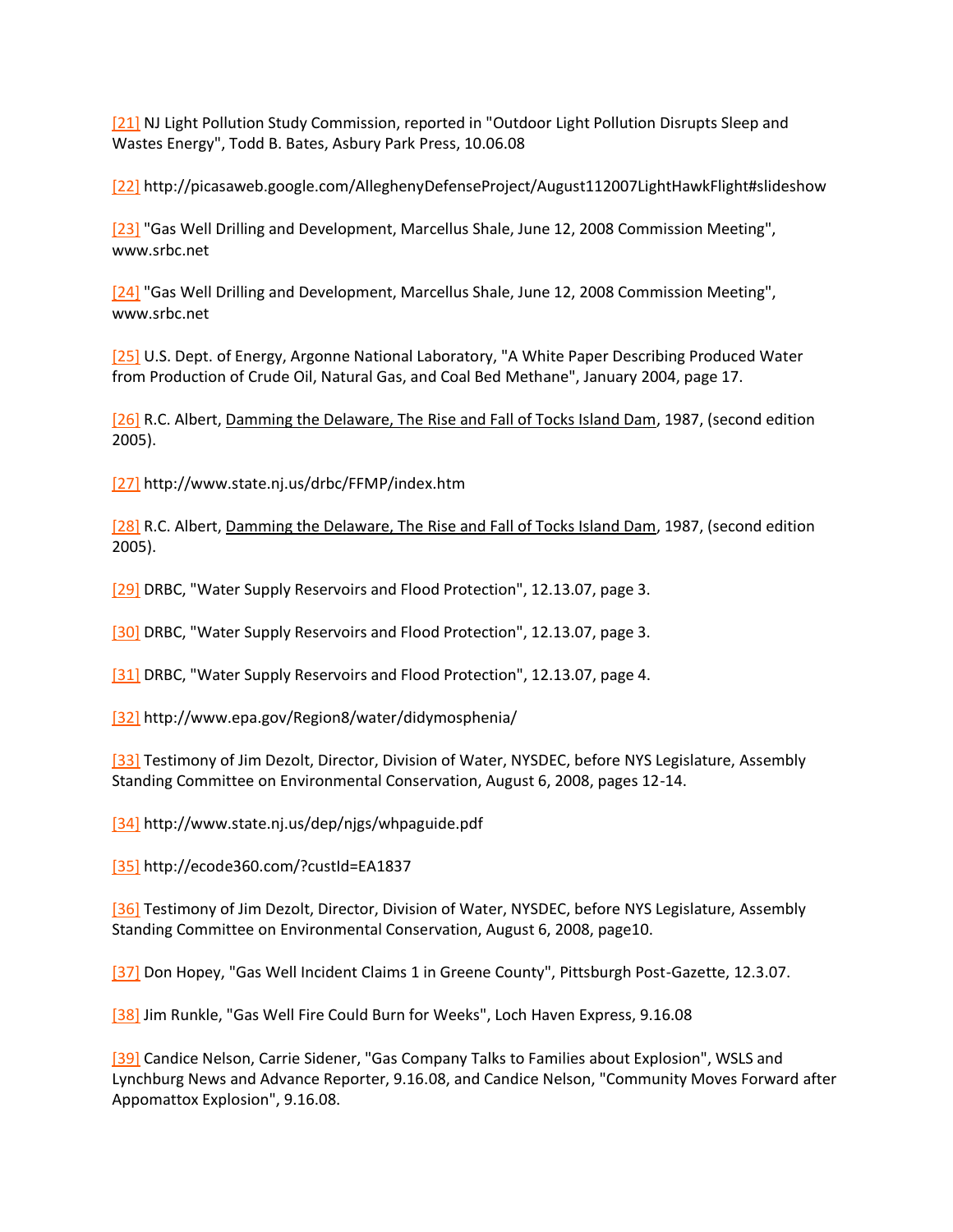[21] NJ Light Pollution Study Commission, reported in "Outdoor Light Pollution Disrupts Sleep and Wastes Energy", Todd B. Bates, Asbury Park Press, 10.06.08

[22] http://picasaweb.google.com/AlleghenyDefenseProject/August112007LightHawkFlight#slideshow

[23] "Gas Well Drilling and Development, Marcellus Shale, June 12, 2008 Commission Meeting", www.srbc.net

[24] "Gas Well Drilling and Development, Marcellus Shale, June 12, 2008 Commission Meeting", www.srbc.net

[25] U.S. Dept. of Energy, Argonne National Laboratory, "A White Paper Describing Produced Water from Production of Crude Oil, Natural Gas, and Coal Bed Methane", January 2004, page 17.

[26] R.C. Albert, Damming the Delaware, The Rise and Fall of Tocks Island Dam, 1987, (second edition 2005).

[27] http://www.state.nj.us/drbc/FFMP/index.htm

[28] R.C. Albert, Damming the Delaware, The Rise and Fall of Tocks Island Dam, 1987, (second edition 2005).

[29] DRBC, "Water Supply Reservoirs and Flood Protection", 12.13.07, page 3.

[30] DRBC, "Water Supply Reservoirs and Flood Protection", 12.13.07, page 3.

[31] DRBC, "Water Supply Reservoirs and Flood Protection", 12.13.07, page 4.

[32] http://www.epa.gov/Region8/water/didymosphenia/

[33] Testimony of Jim Dezolt, Director, Division of Water, NYSDEC, before NYS Legislature, Assembly Standing Committee on Environmental Conservation, August 6, 2008, pages 12-14.

[34] http://www.state.nj.us/dep/njgs/whpaguide.pdf

[35] http://ecode360.com/?custId=EA1837

[36] Testimony of Jim Dezolt, Director, Division of Water, NYSDEC, before NYS Legislature, Assembly Standing Committee on Environmental Conservation, August 6, 2008, page10.

[37] Don Hopey, "Gas Well Incident Claims 1 in Greene County", Pittsburgh Post-Gazette, 12.3.07.

[38] Jim Runkle, "Gas Well Fire Could Burn for Weeks", Loch Haven Express, 9.16.08

[39] Candice Nelson, Carrie Sidener, "Gas Company Talks to Families about Explosion", WSLS and Lynchburg News and Advance Reporter, 9.16.08, and Candice Nelson, "Community Moves Forward after Appomattox Explosion", 9.16.08.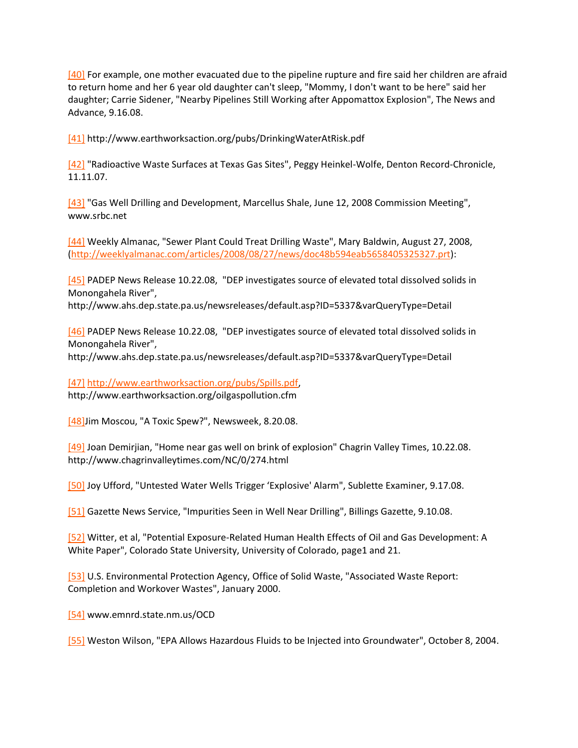[40] For example, one mother evacuated due to the pipeline rupture and fire said her children are afraid to return home and her 6 year old daughter can't sleep, "Mommy, I don't want to be here" said her daughter; Carrie Sidener, "Nearby Pipelines Still Working after Appomattox Explosion", The News and Advance, 9.16.08.

[41] http://www.earthworksaction.org/pubs/DrinkingWaterAtRisk.pdf

[42] "Radioactive Waste Surfaces at Texas Gas Sites", Peggy Heinkel-Wolfe, Denton Record-Chronicle, 11.11.07.

[43] "Gas Well Drilling and Development, Marcellus Shale, June 12, 2008 Commission Meeting", www.srbc.net

[44] Weekly Almanac, "Sewer Plant Could Treat Drilling Waste", Mary Baldwin, August 27, 2008, (http://weeklyalmanac.com/articles/2008/08/27/news/doc48b594eab5658405325327.prt):

[45] PADEP News Release 10.22.08, "DEP investigates source of elevated total dissolved solids in Monongahela River", http://www.ahs.dep.state.pa.us/newsreleases/default.asp?ID=5337&varQueryType=Detail

[46] PADEP News Release 10.22.08, "DEP investigates source of elevated total dissolved solids in Monongahela River", http://www.ahs.dep.state.pa.us/newsreleases/default.asp?ID=5337&varQueryType=Detail

[47] http://www.earthworksaction.org/pubs/Spills.pdf, http://www.earthworksaction.org/oilgaspollution.cfm

[48]Jim Moscou, "A Toxic Spew?", Newsweek, 8.20.08.

[49] Joan Demirjian, "Home near gas well on brink of explosion" Chagrin Valley Times, 10.22.08. http://www.chagrinvalleytimes.com/NC/0/274.html

[50] Joy Ufford, "Untested Water Wells Trigger 'Explosive' Alarm", Sublette Examiner, 9.17.08.

[51] Gazette News Service, "Impurities Seen in Well Near Drilling", Billings Gazette, 9.10.08.

[52] Witter, et al, "Potential Exposure-Related Human Health Effects of Oil and Gas Development: A White Paper", Colorado State University, University of Colorado, page1 and 21.

[53] U.S. Environmental Protection Agency, Office of Solid Waste, "Associated Waste Report: Completion and Workover Wastes", January 2000.

[54] www.emnrd.state.nm.us/OCD

[55] Weston Wilson, "EPA Allows Hazardous Fluids to be Injected into Groundwater", October 8, 2004.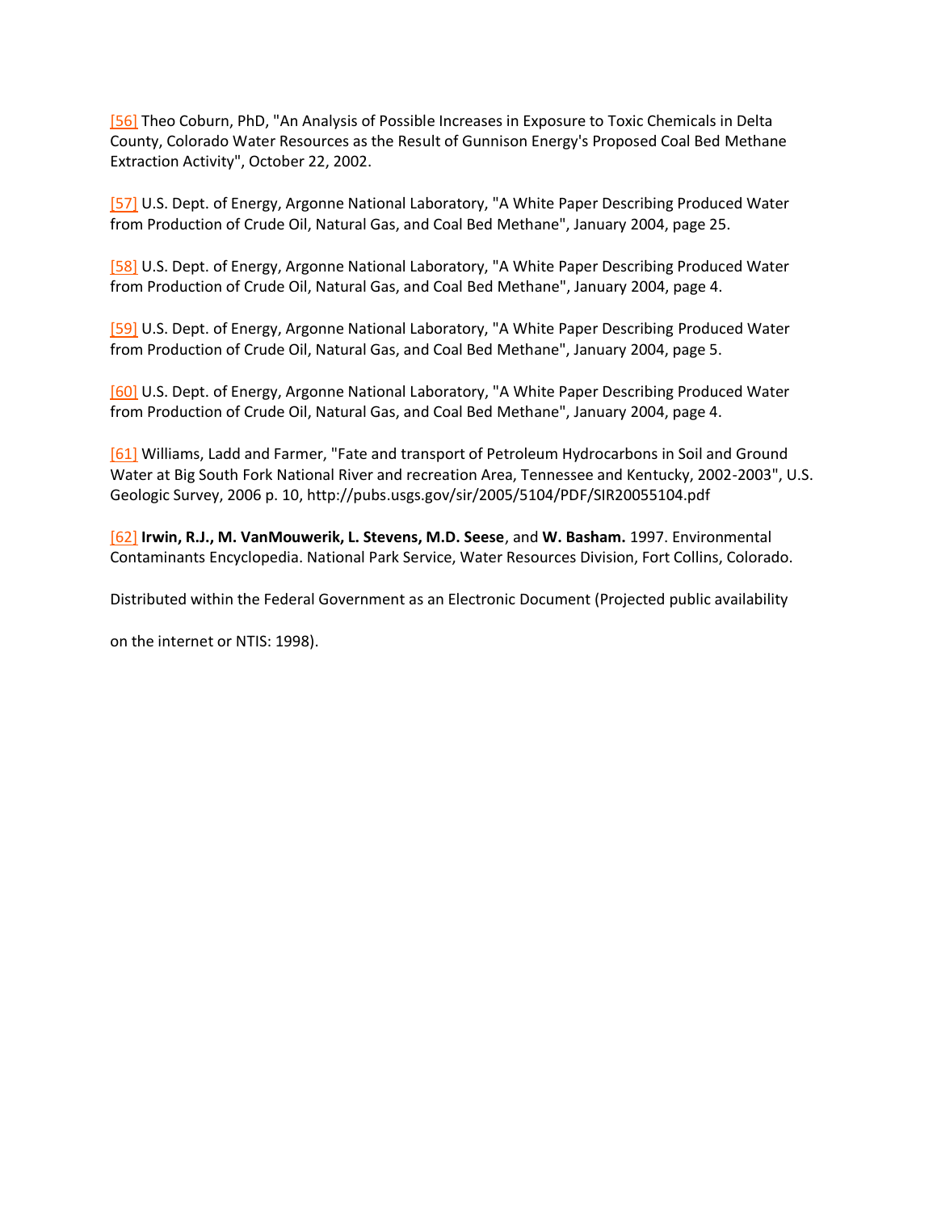[56] Theo Coburn, PhD, "An Analysis of Possible Increases in Exposure to Toxic Chemicals in Delta County, Colorado Water Resources as the Result of Gunnison Energy's Proposed Coal Bed Methane Extraction Activity", October 22, 2002.

[57] U.S. Dept. of Energy, Argonne National Laboratory, "A White Paper Describing Produced Water from Production of Crude Oil, Natural Gas, and Coal Bed Methane", January 2004, page 25.

[58] U.S. Dept. of Energy, Argonne National Laboratory, "A White Paper Describing Produced Water from Production of Crude Oil, Natural Gas, and Coal Bed Methane", January 2004, page 4.

[59] U.S. Dept. of Energy, Argonne National Laboratory, "A White Paper Describing Produced Water from Production of Crude Oil, Natural Gas, and Coal Bed Methane", January 2004, page 5.

[60] U.S. Dept. of Energy, Argonne National Laboratory, "A White Paper Describing Produced Water from Production of Crude Oil, Natural Gas, and Coal Bed Methane", January 2004, page 4.

[61] Williams, Ladd and Farmer, "Fate and transport of Petroleum Hydrocarbons in Soil and Ground Water at Big South Fork National River and recreation Area, Tennessee and Kentucky, 2002-2003", U.S. Geologic Survey, 2006 p. 10, http://pubs.usgs.gov/sir/2005/5104/PDF/SIR20055104.pdf

[62] **Irwin, R.J., M. VanMouwerik, L. Stevens, M.D. Seese**, and **W. Basham.** 1997. Environmental Contaminants Encyclopedia. National Park Service, Water Resources Division, Fort Collins, Colorado.

Distributed within the Federal Government as an Electronic Document (Projected public availability

on the internet or NTIS: 1998).